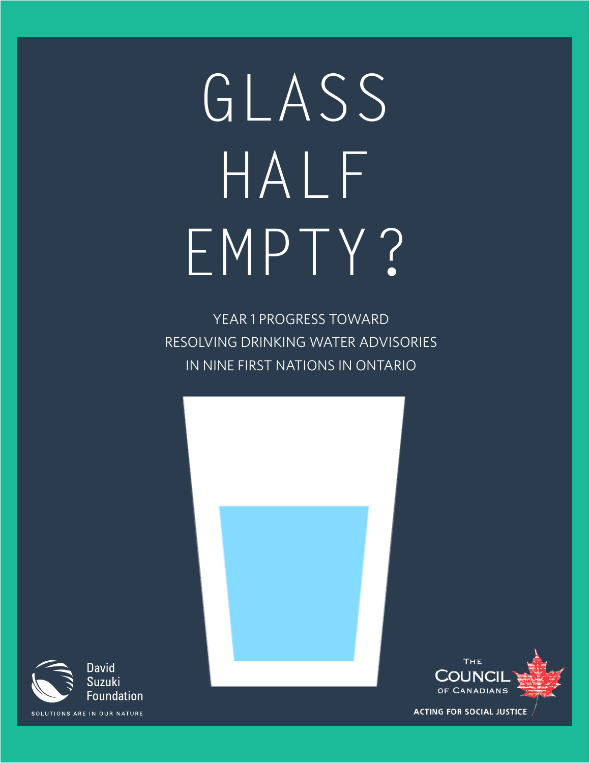# GLASS HALF EMPTY?

YEAR 1 PROGRESS TOWARD RESOLVING DRINKING WATER ADVISORIES IN NINE FIRST NATIONS IN ONTARIO

David Suzuki Foundation

SOLUTIONS ARE IN OUR NATURE

The Council of Canadians

ACTING FOR SOCIAL JUSTICE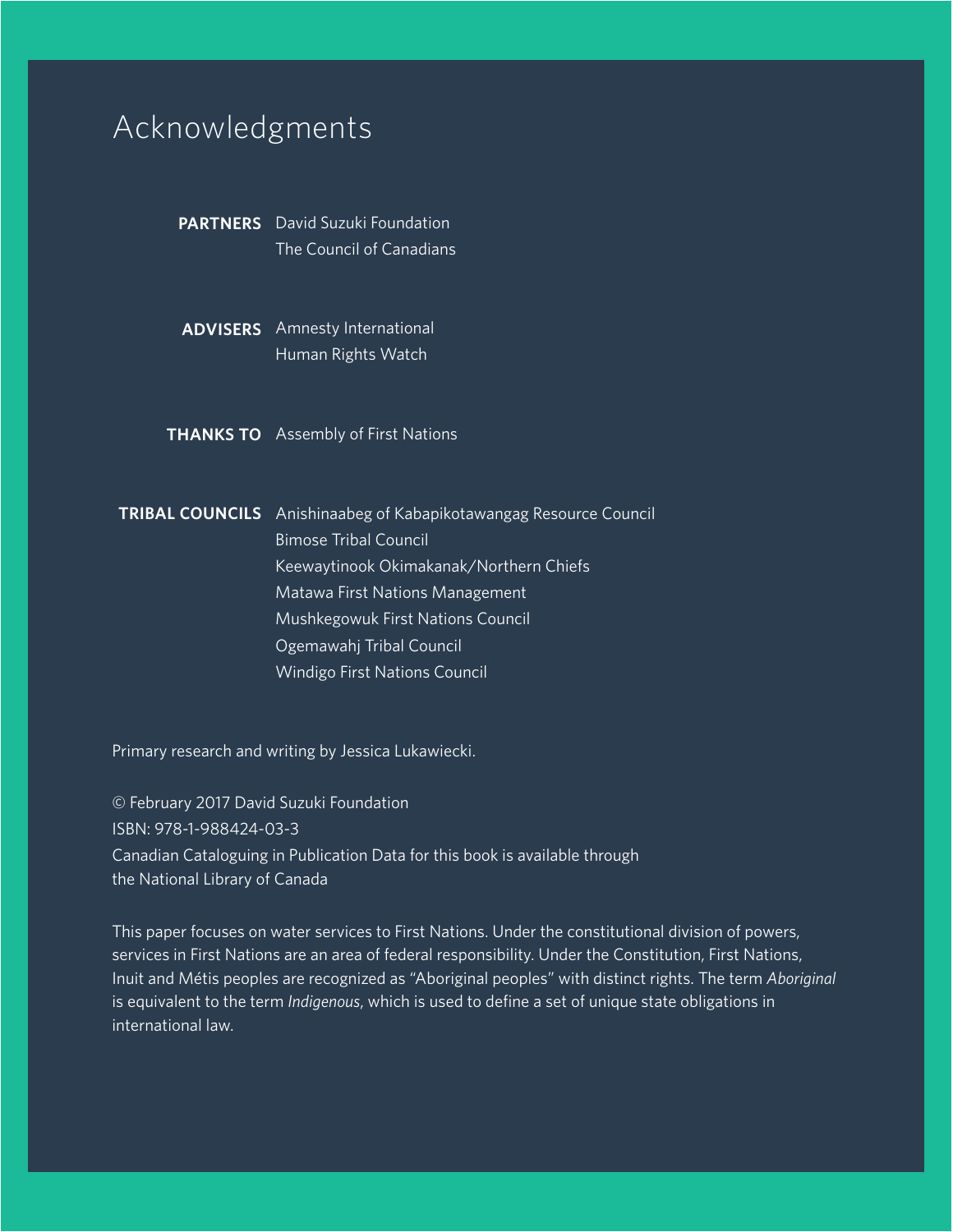# Acknowledgments

**PARTNERS** David Suzuki Foundation
The Council of Canadians

**ADVISERS** Amnesty International
Human Rights Watch

**THANKS TO** Assembly of First Nations

**TRIBAL COUNCILS** Anishinaabeg of Kabapikotawangag Resource Council
Bimose Tribal Council
Keewaytinook Okimakanak/Northern Chiefs
Matawa First Nations Management
Mushkegowuk First Nations Council
Ogemawahj Tribal Council
Windigo First Nations Council

Primary research and writing by Jessica Lukawiecki.

© February 2017 David Suzuki Foundation
ISBN: 978-1-988424-03-3
Canadian Cataloguing in Publication Data for this book is available through the National Library of Canada

This paper focuses on water services to First Nations. Under the constitutional division of powers, services in First Nations are an area of federal responsibility. Under the Constitution, First Nations, Inuit and Métis peoples are recognized as "Aboriginal peoples" with distinct rights. The term *Aboriginal* is equivalent to the term *Indigenous*, which is used to define a set of unique state obligations in international law.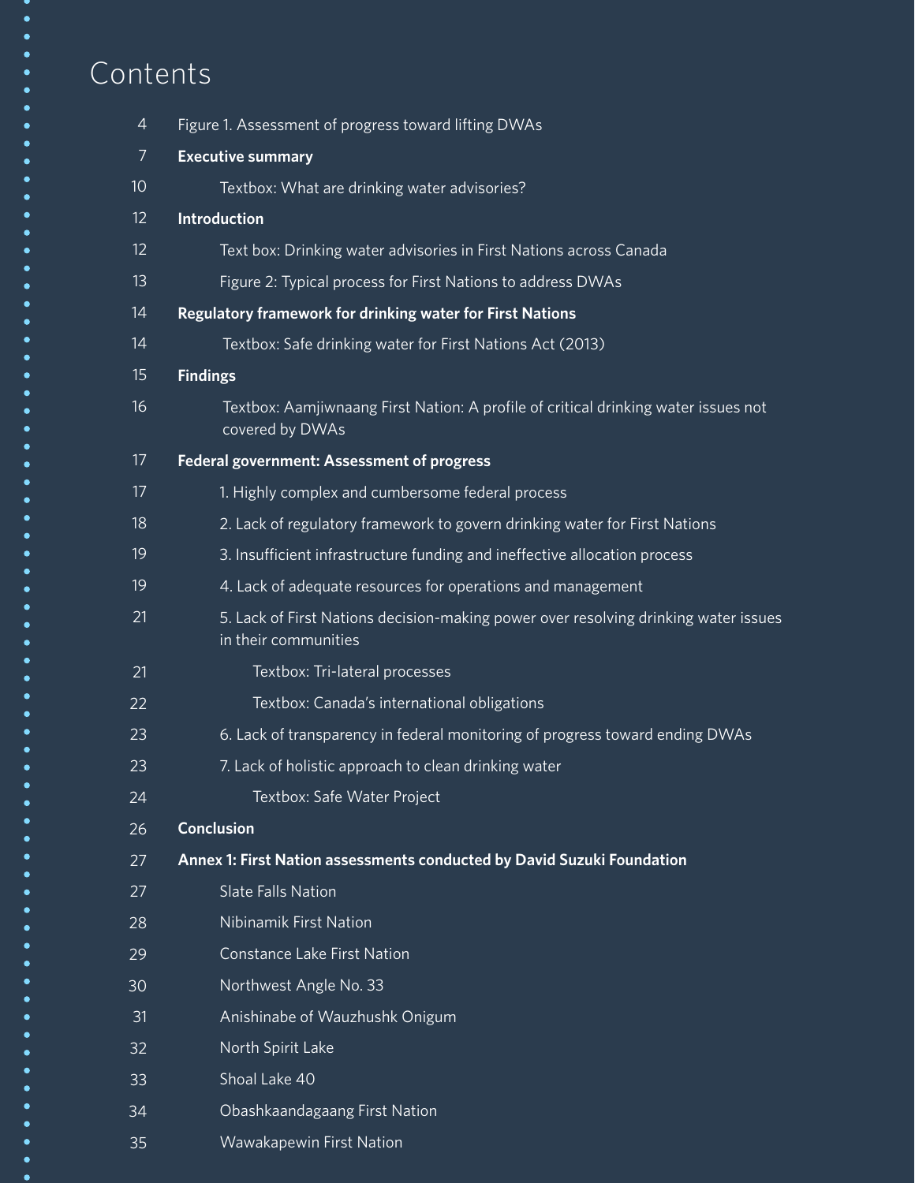# Contents

| | |
|---|---|
| 4 | Figure 1. Assessment of progress toward lifting DWAs |
| 7 | **Executive summary** |
| 10 | Textbox: What are drinking water advisories? |
| 12 | **Introduction** |
| 12 | Text box: Drinking water advisories in First Nations across Canada |
| 13 | Figure 2: Typical process for First Nations to address DWAs |
| 14 | **Regulatory framework for drinking water for First Nations** |
| 14 | Textbox: Safe drinking water for First Nations Act (2013) |
| 15 | **Findings** |
| 16 | Textbox: Aamjiwnaang First Nation: A profile of critical drinking water issues not covered by DWAs |
| 17 | **Federal government: Assessment of progress** |
| 17 | 1. Highly complex and cumbersome federal process |
| 18 | 2. Lack of regulatory framework to govern drinking water for First Nations |
| 19 | 3. Insufficient infrastructure funding and ineffective allocation process |
| 19 | 4. Lack of adequate resources for operations and management |
| 21 | 5. Lack of First Nations decision-making power over resolving drinking water issues in their communities |
| 21 | Textbox: Tri-lateral processes |
| 22 | Textbox: Canada's international obligations |
| 23 | 6. Lack of transparency in federal monitoring of progress toward ending DWAs |
| 23 | 7. Lack of holistic approach to clean drinking water |
| 24 | Textbox: Safe Water Project |
| 26 | **Conclusion** |
| 27 | **Annex 1: First Nation assessments conducted by David Suzuki Foundation** |
| 27 | Slate Falls Nation |
| 28 | Nibinamik First Nation |
| 29 | Constance Lake First Nation |
| 30 | Northwest Angle No. 33 |
| 31 | Anishinabe of Wauzhushk Onigum |
| 32 | North Spirit Lake |
| 33 | Shoal Lake 40 |
| 34 | Obashkaandagaang First Nation |
| 35 | Wawakapewin First Nation |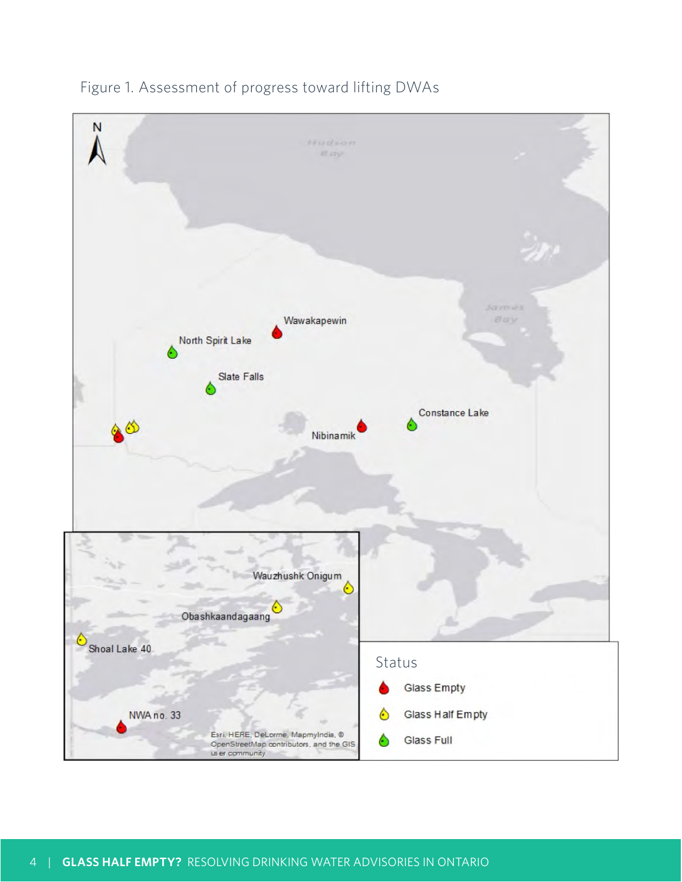Figure 1. Assessment of progress toward lifting DWAs

Wawakapewin

North Spirit Lake

Slate Falls

Constance Lake

Nibinamik

Wauzhushk Onigum

Obashkaandagaang

Shoal Lake 40

NWA no. 33

Esri, HERE, DeLorme, MapmyIndia, © OpenStreetMap contributors, and the GIS user community

Status

- Glass Empty
- Glass Half Empty
- Glass Full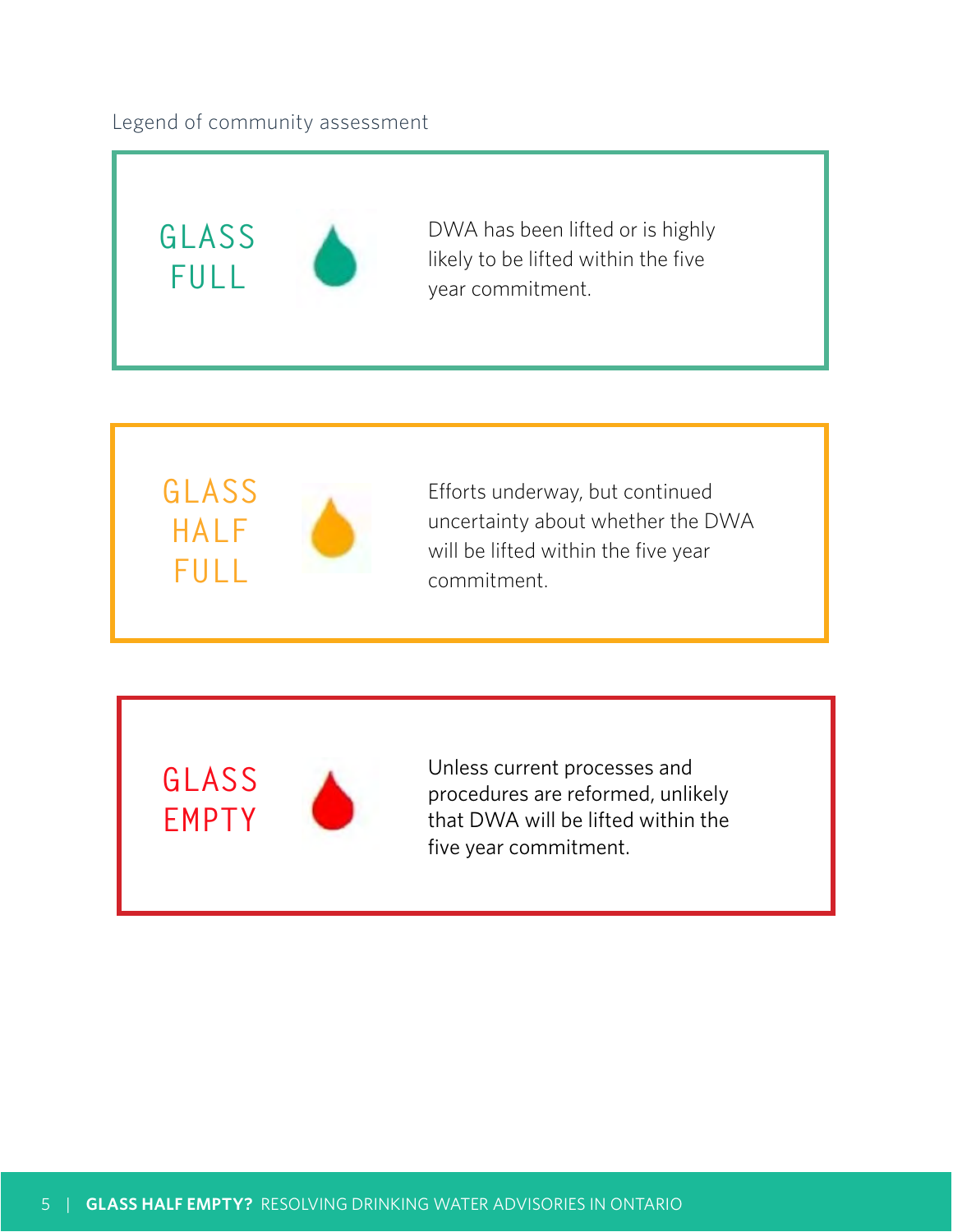Legend of community assessment

| | |
|---|---|
| **GLASS FULL** | DWA has been lifted or is highly likely to be lifted within the five year commitment. |
| **GLASS HALF FULL** | Efforts underway, but continued uncertainty about whether the DWA will be lifted within the five year commitment. |
| **GLASS EMPTY** | Unless current processes and procedures are reformed, unlikely that DWA will be lifted within the five year commitment. |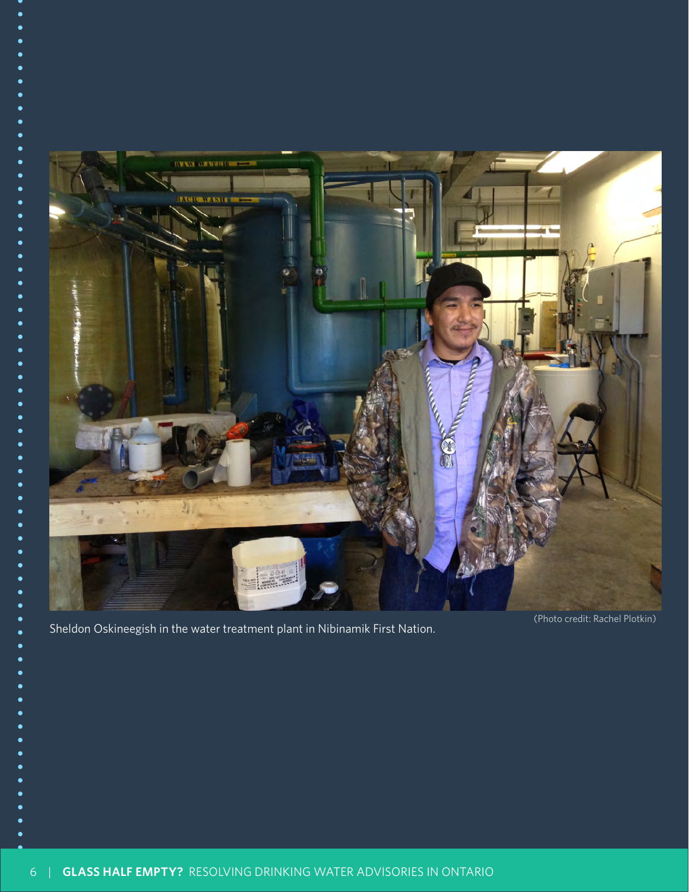Sheldon Oskineegish in the water treatment plant in Nibinamik First Nation.

(Photo credit: Rachel Plotkin)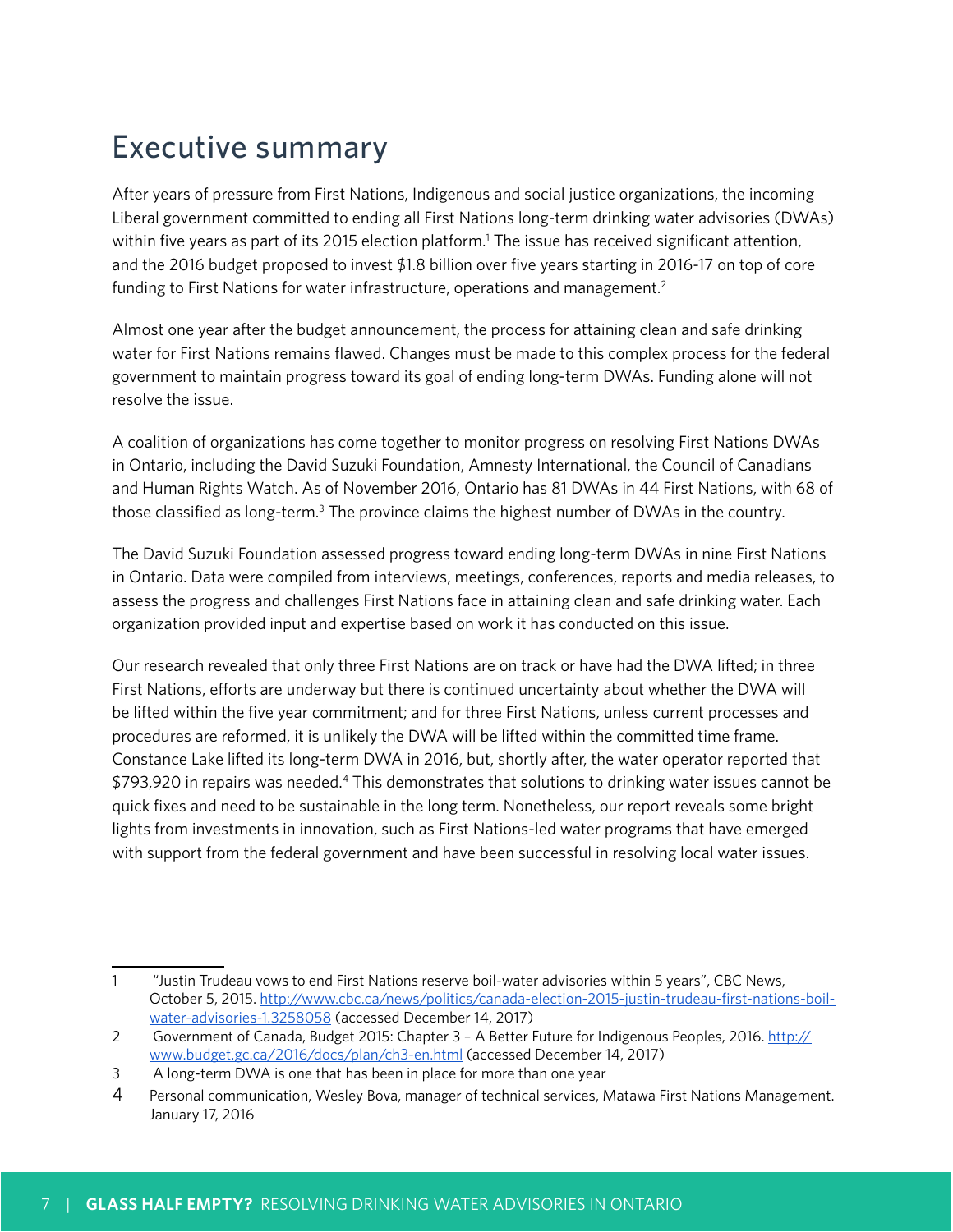# Executive summary

After years of pressure from First Nations, Indigenous and social justice organizations, the incoming Liberal government committed to ending all First Nations long-term drinking water advisories (DWAs) within five years as part of its 2015 election platform.[1] The issue has received significant attention, and the 2016 budget proposed to invest $1.8 billion over five years starting in 2016-17 on top of core funding to First Nations for water infrastructure, operations and management.[2]

Almost one year after the budget announcement, the process for attaining clean and safe drinking water for First Nations remains flawed. Changes must be made to this complex process for the federal government to maintain progress toward its goal of ending long-term DWAs. Funding alone will not resolve the issue.

A coalition of organizations has come together to monitor progress on resolving First Nations DWAs in Ontario, including the David Suzuki Foundation, Amnesty International, the Council of Canadians and Human Rights Watch. As of November 2016, Ontario has 81 DWAs in 44 First Nations, with 68 of those classified as long-term.[3] The province claims the highest number of DWAs in the country.

The David Suzuki Foundation assessed progress toward ending long-term DWAs in nine First Nations in Ontario. Data were compiled from interviews, meetings, conferences, reports and media releases, to assess the progress and challenges First Nations face in attaining clean and safe drinking water. Each organization provided input and expertise based on work it has conducted on this issue.

Our research revealed that only three First Nations are on track or have had the DWA lifted; in three First Nations, efforts are underway but there is continued uncertainty about whether the DWA will be lifted within the five year commitment; and for three First Nations, unless current processes and procedures are reformed, it is unlikely the DWA will be lifted within the committed time frame. Constance Lake lifted its long-term DWA in 2016, but, shortly after, the water operator reported that $793,920 in repairs was needed.[4] This demonstrates that solutions to drinking water issues cannot be quick fixes and need to be sustainable in the long term. Nonetheless, our report reveals some bright lights from investments in innovation, such as First Nations-led water programs that have emerged with support from the federal government and have been successful in resolving local water issues.

---

1 "Justin Trudeau vows to end First Nations reserve boil-water advisories within 5 years", CBC News, October 5, 2015. http://www.cbc.ca/news/politics/canada-election-2015-justin-trudeau-first-nations-boil-water-advisories-1.3258058 (accessed December 14, 2017)

2 Government of Canada, Budget 2015: Chapter 3 – A Better Future for Indigenous Peoples, 2016. http://www.budget.gc.ca/2016/docs/plan/ch3-en.html (accessed December 14, 2017)

3 A long-term DWA is one that has been in place for more than one year

4 Personal communication, Wesley Bova, manager of technical services, Matawa First Nations Management. January 17, 2016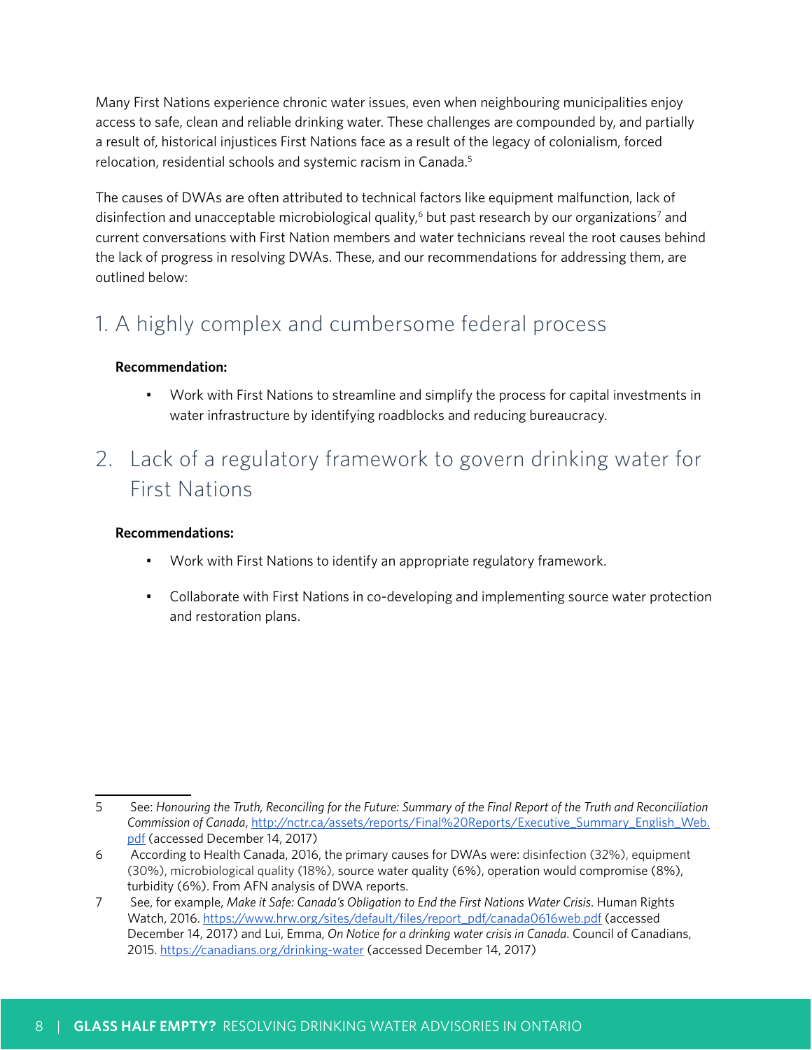Many First Nations experience chronic water issues, even when neighbouring municipalities enjoy access to safe, clean and reliable drinking water. These challenges are compounded by, and partially a result of, historical injustices First Nations face as a result of the legacy of colonialism, forced relocation, residential schools and systemic racism in Canada.[5]

The causes of DWAs are often attributed to technical factors like equipment malfunction, lack of disinfection and unacceptable microbiological quality,[6] but past research by our organizations[7] and current conversations with First Nation members and water technicians reveal the root causes behind the lack of progress in resolving DWAs. These, and our recommendations for addressing them, are outlined below:

## 1. A highly complex and cumbersome federal process

**Recommendation:**

- Work with First Nations to streamline and simplify the process for capital investments in water infrastructure by identifying roadblocks and reducing bureaucracy.

## 2. Lack of a regulatory framework to govern drinking water for First Nations

**Recommendations:**

- Work with First Nations to identify an appropriate regulatory framework.
- Collaborate with First Nations in co-developing and implementing source water protection and restoration plans.

---

5 See: *Honouring the Truth, Reconciling for the Future: Summary of the Final Report of the Truth and Reconciliation Commission of Canada*, http://nctr.ca/assets/reports/Final%20Reports/Executive_Summary_English_Web.pdf (accessed December 14, 2017)

6 According to Health Canada, 2016, the primary causes for DWAs were: disinfection (32%), equipment (30%), microbiological quality (18%), source water quality (6%), operation would compromise (8%), turbidity (6%). From AFN analysis of DWA reports.

7 See, for example, *Make it Safe: Canada's Obligation to End the First Nations Water Crisis*. Human Rights Watch, 2016. https://www.hrw.org/sites/default/files/report_pdf/canada0616web.pdf (accessed December 14, 2017) and Lui, Emma, *On Notice for a drinking water crisis in Canada*. Council of Canadians, 2015. https://canadians.org/drinking-water (accessed December 14, 2017)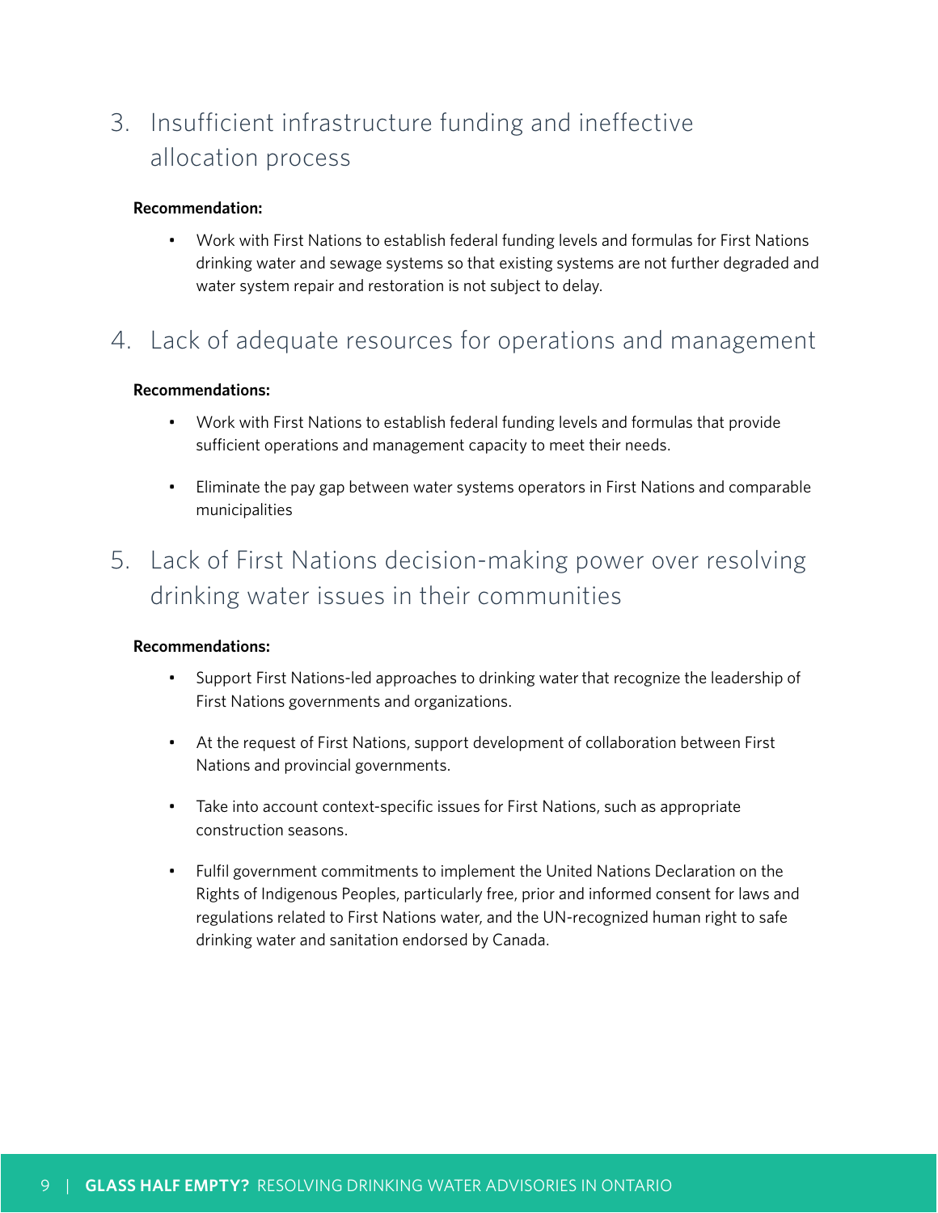## 3. Insufficient infrastructure funding and ineffective allocation process

**Recommendation:**

- Work with First Nations to establish federal funding levels and formulas for First Nations drinking water and sewage systems so that existing systems are not further degraded and water system repair and restoration is not subject to delay.

## 4. Lack of adequate resources for operations and management

**Recommendations:**

- Work with First Nations to establish federal funding levels and formulas that provide sufficient operations and management capacity to meet their needs.
- Eliminate the pay gap between water systems operators in First Nations and comparable municipalities

## 5. Lack of First Nations decision-making power over resolving drinking water issues in their communities

**Recommendations:**

- Support First Nations-led approaches to drinking water that recognize the leadership of First Nations governments and organizations.
- At the request of First Nations, support development of collaboration between First Nations and provincial governments.
- Take into account context-specific issues for First Nations, such as appropriate construction seasons.
- Fulfil government commitments to implement the United Nations Declaration on the Rights of Indigenous Peoples, particularly free, prior and informed consent for laws and regulations related to First Nations water, and the UN-recognized human right to safe drinking water and sanitation endorsed by Canada.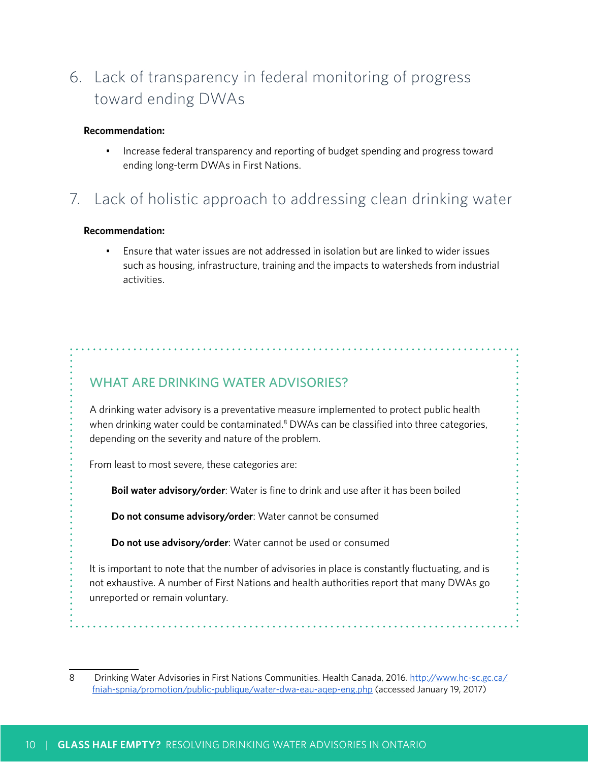## 6. Lack of transparency in federal monitoring of progress toward ending DWAs

**Recommendation:**

- Increase federal transparency and reporting of budget spending and progress toward ending long-term DWAs in First Nations.

## 7. Lack of holistic approach to addressing clean drinking water

**Recommendation:**

- Ensure that water issues are not addressed in isolation but are linked to wider issues such as housing, infrastructure, training and the impacts to watersheds from industrial activities.

### WHAT ARE DRINKING WATER ADVISORIES?

A drinking water advisory is a preventative measure implemented to protect public health when drinking water could be contaminated.[8] DWAs can be classified into three categories, depending on the severity and nature of the problem.

From least to most severe, these categories are:

**Boil water advisory/order**: Water is fine to drink and use after it has been boiled

**Do not consume advisory/order**: Water cannot be consumed

**Do not use advisory/order**: Water cannot be used or consumed

It is important to note that the number of advisories in place is constantly fluctuating, and is not exhaustive. A number of First Nations and health authorities report that many DWAs go unreported or remain voluntary.

---

8 Drinking Water Advisories in First Nations Communities. Health Canada, 2016. http://www.hc-sc.gc.ca/fniah-spnia/promotion/public-publique/water-dwa-eau-aqep-eng.php (accessed January 19, 2017)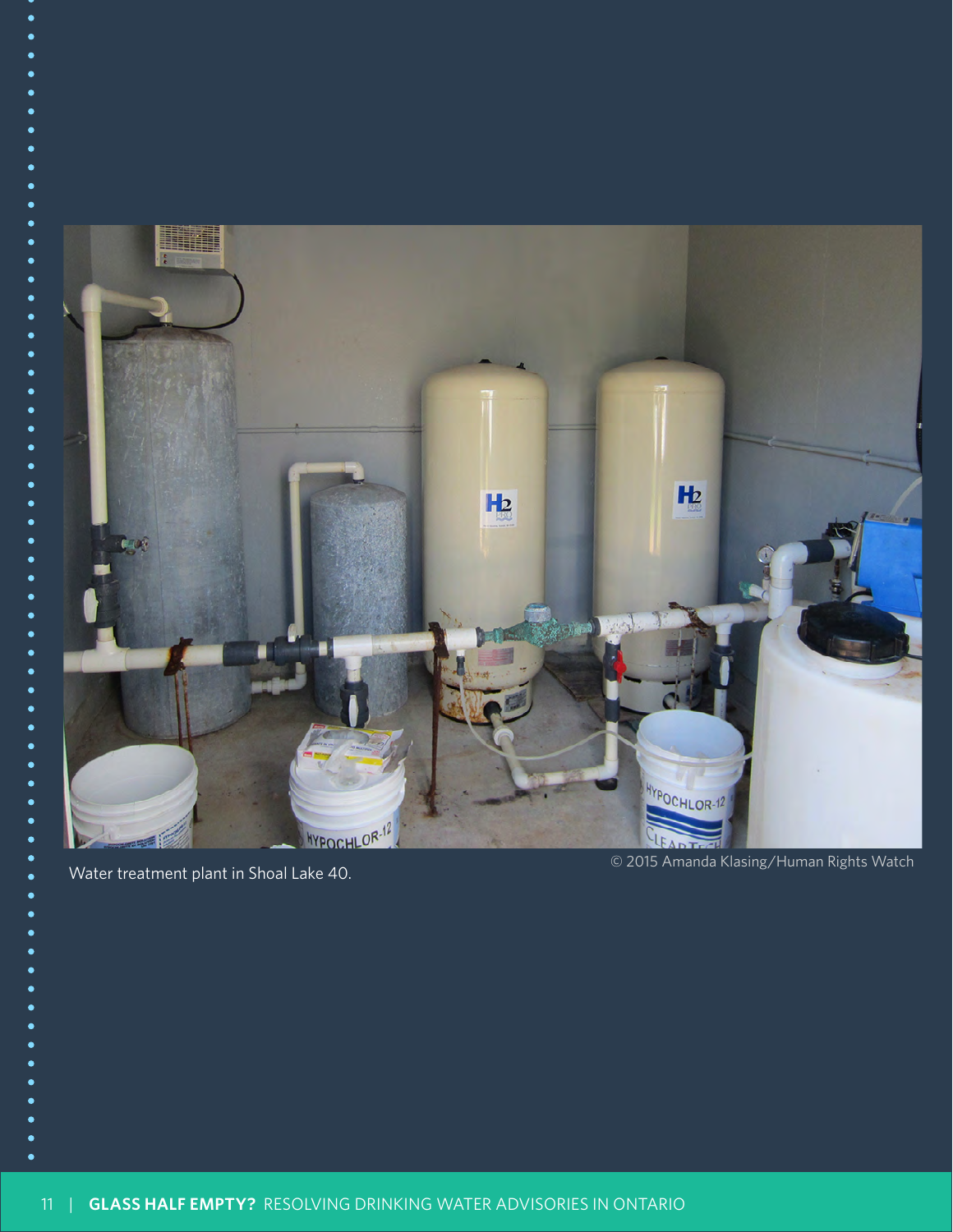Water treatment plant in Shoal Lake 40.

© 2015 Amanda Klasing/Human Rights Watch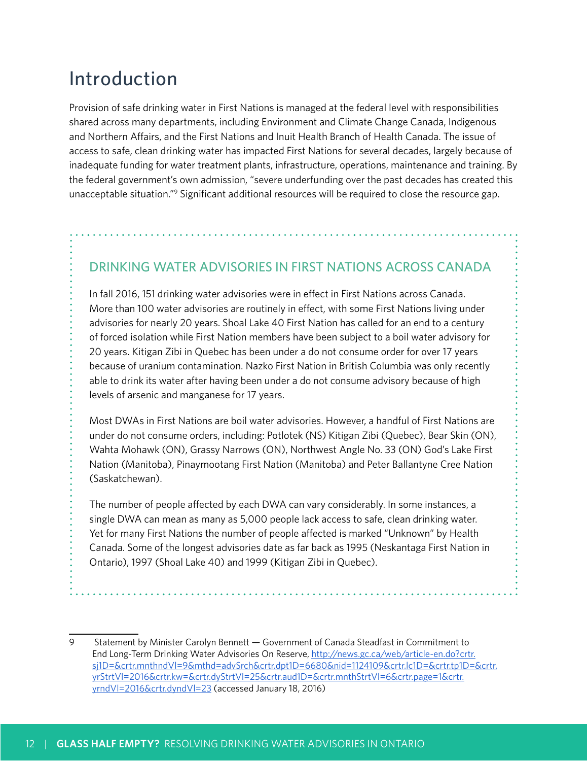# Introduction

Provision of safe drinking water in First Nations is managed at the federal level with responsibilities shared across many departments, including Environment and Climate Change Canada, Indigenous and Northern Affairs, and the First Nations and Inuit Health Branch of Health Canada. The issue of access to safe, clean drinking water has impacted First Nations for several decades, largely because of inadequate funding for water treatment plants, infrastructure, operations, maintenance and training. By the federal government's own admission, "severe underfunding over the past decades has created this unacceptable situation."[9] Significant additional resources will be required to close the resource gap.

## DRINKING WATER ADVISORIES IN FIRST NATIONS ACROSS CANADA

In fall 2016, 151 drinking water advisories were in effect in First Nations across Canada. More than 100 water advisories are routinely in effect, with some First Nations living under advisories for nearly 20 years. Shoal Lake 40 First Nation has called for an end to a century of forced isolation while First Nation members have been subject to a boil water advisory for 20 years. Kitigan Zibi in Quebec has been under a do not consume order for over 17 years because of uranium contamination. Nazko First Nation in British Columbia was only recently able to drink its water after having been under a do not consume advisory because of high levels of arsenic and manganese for 17 years.

Most DWAs in First Nations are boil water advisories. However, a handful of First Nations are under do not consume orders, including: Potlotek (NS) Kitigan Zibi (Quebec), Bear Skin (ON), Wahta Mohawk (ON), Grassy Narrows (ON), Northwest Angle No. 33 (ON) God's Lake First Nation (Manitoba), Pinaymootang First Nation (Manitoba) and Peter Ballantyne Cree Nation (Saskatchewan).

The number of people affected by each DWA can vary considerably. In some instances, a single DWA can mean as many as 5,000 people lack access to safe, clean drinking water. Yet for many First Nations the number of people affected is marked "Unknown" by Health Canada. Some of the longest advisories date as far back as 1995 (Neskantaga First Nation in Ontario), 1997 (Shoal Lake 40) and 1999 (Kitigan Zibi in Quebec).

---

9 Statement by Minister Carolyn Bennett — Government of Canada Steadfast in Commitment to End Long-Term Drinking Water Advisories On Reserve, http://news.gc.ca/web/article-en.do?crtr.sj1D=&crtr.mnthndVl=9&mthd=advSrch&crtr.dpt1D=6680&nid=1124109&crtr.lc1D=&crtr.tp1D=&crtr.yrStrtVl=2016&crtr.kw=&crtr.dyStrtVl=25&crtr.aud1D=&crtr.mnthStrtVl=6&crtr.page=1&crtr.yrndVl=2016&crtr.dyndVl=23 (accessed January 18, 2016)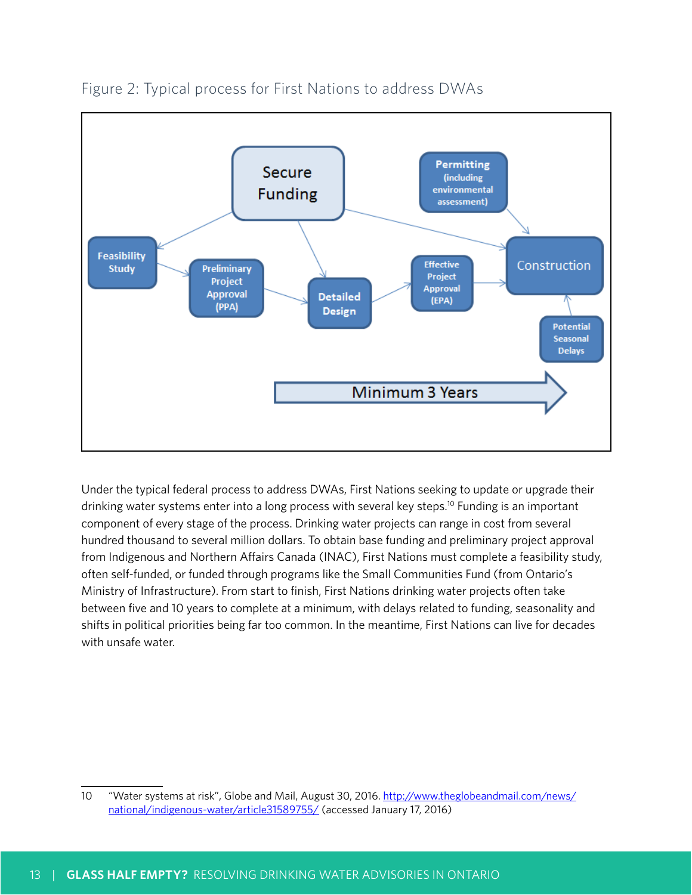Figure 2: Typical process for First Nations to address DWAs

Under the typical federal process to address DWAs, First Nations seeking to update or upgrade their drinking water systems enter into a long process with several key steps.[10] Funding is an important component of every stage of the process. Drinking water projects can range in cost from several hundred thousand to several million dollars. To obtain base funding and preliminary project approval from Indigenous and Northern Affairs Canada (INAC), First Nations must complete a feasibility study, often self-funded, or funded through programs like the Small Communities Fund (from Ontario's Ministry of Infrastructure). From start to finish, First Nations drinking water projects often take between five and 10 years to complete at a minimum, with delays related to funding, seasonality and shifts in political priorities being far too common. In the meantime, First Nations can live for decades with unsafe water.

10 "Water systems at risk", Globe and Mail, August 30, 2016. http://www.theglobeandmail.com/news/national/indigenous-water/article31589755/ (accessed January 17, 2016)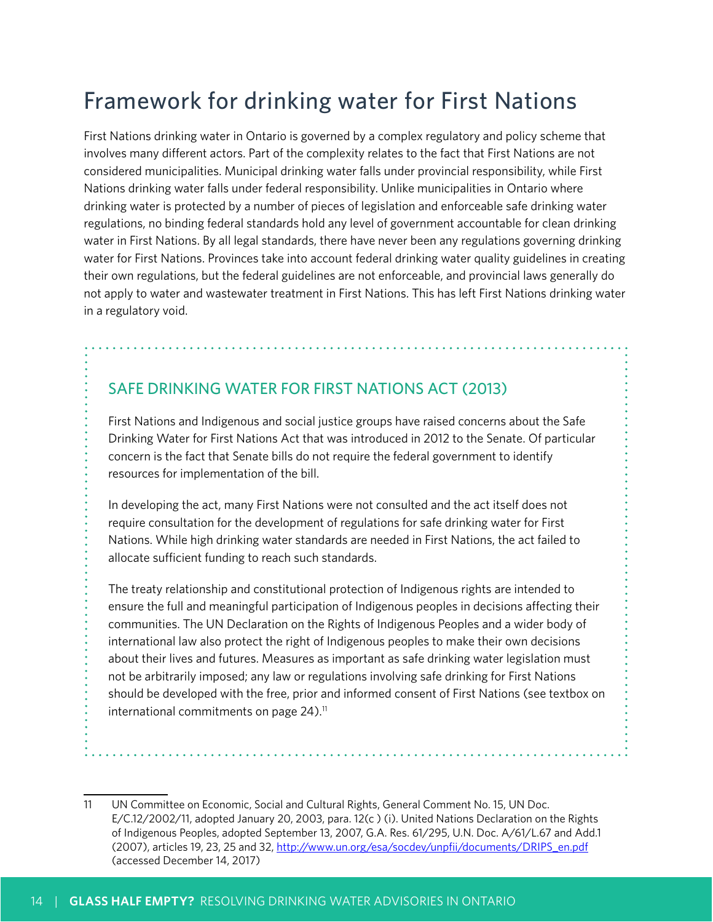# Framework for drinking water for First Nations

First Nations drinking water in Ontario is governed by a complex regulatory and policy scheme that involves many different actors. Part of the complexity relates to the fact that First Nations are not considered municipalities. Municipal drinking water falls under provincial responsibility, while First Nations drinking water falls under federal responsibility. Unlike municipalities in Ontario where drinking water is protected by a number of pieces of legislation and enforceable safe drinking water regulations, no binding federal standards hold any level of government accountable for clean drinking water in First Nations. By all legal standards, there have never been any regulations governing drinking water for First Nations. Provinces take into account federal drinking water quality guidelines in creating their own regulations, but the federal guidelines are not enforceable, and provincial laws generally do not apply to water and wastewater treatment in First Nations. This has left First Nations drinking water in a regulatory void.

## SAFE DRINKING WATER FOR FIRST NATIONS ACT (2013)

First Nations and Indigenous and social justice groups have raised concerns about the Safe Drinking Water for First Nations Act that was introduced in 2012 to the Senate. Of particular concern is the fact that Senate bills do not require the federal government to identify resources for implementation of the bill.

In developing the act, many First Nations were not consulted and the act itself does not require consultation for the development of regulations for safe drinking water for First Nations. While high drinking water standards are needed in First Nations, the act failed to allocate sufficient funding to reach such standards.

The treaty relationship and constitutional protection of Indigenous rights are intended to ensure the full and meaningful participation of Indigenous peoples in decisions affecting their communities. The UN Declaration on the Rights of Indigenous Peoples and a wider body of international law also protect the right of Indigenous peoples to make their own decisions about their lives and futures. Measures as important as safe drinking water legislation must not be arbitrarily imposed; any law or regulations involving safe drinking for First Nations should be developed with the free, prior and informed consent of First Nations (see textbox on international commitments on page 24).[11]

---

11 UN Committee on Economic, Social and Cultural Rights, General Comment No. 15, UN Doc. E/C.12/2002/11, adopted January 20, 2003, para. 12(c ) (i). United Nations Declaration on the Rights of Indigenous Peoples, adopted September 13, 2007, G.A. Res. 61/295, U.N. Doc. A/61/L.67 and Add.1 (2007), articles 19, 23, 25 and 32, http://www.un.org/esa/socdev/unpfii/documents/DRIPS_en.pdf (accessed December 14, 2017)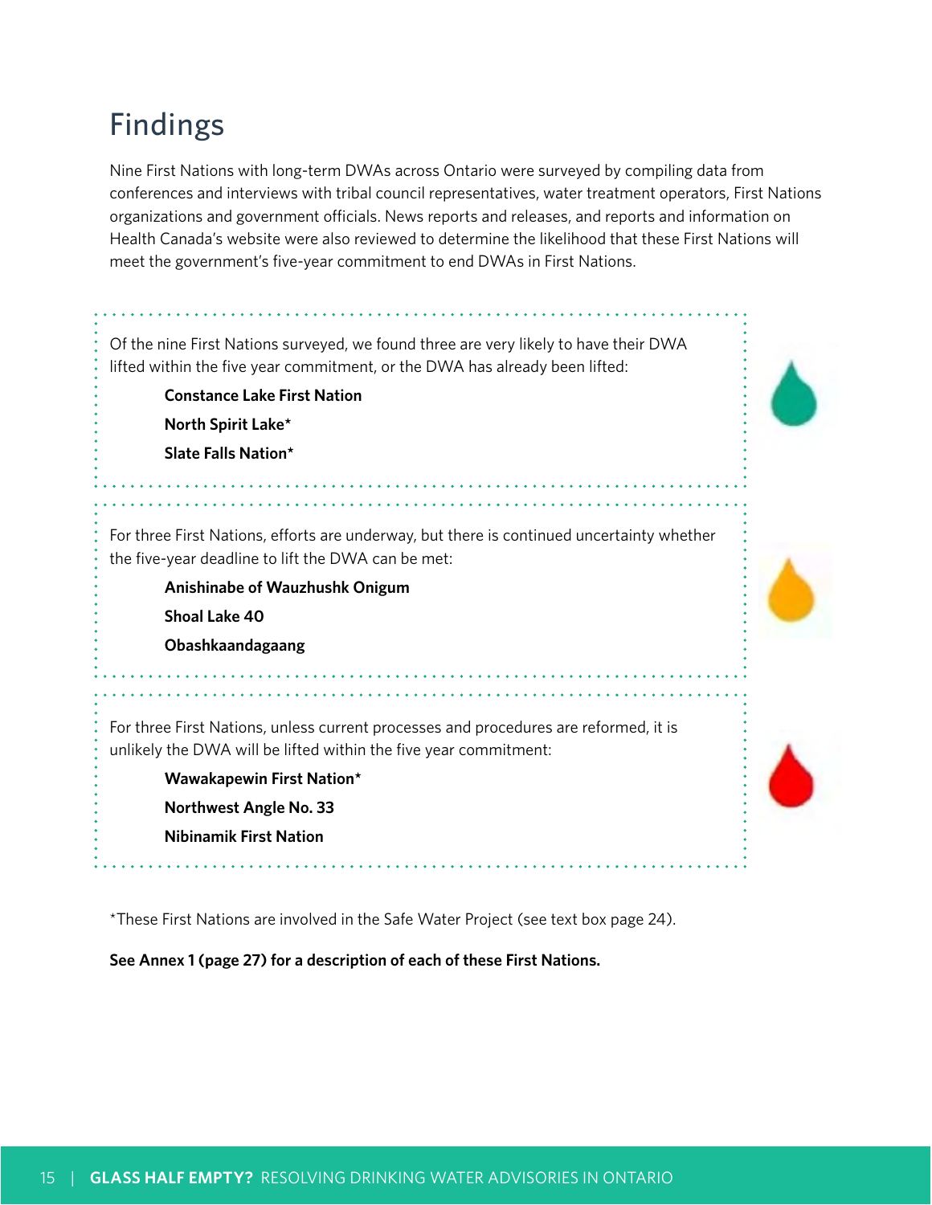## Findings

Nine First Nations with long-term DWAs across Ontario were surveyed by compiling data from conferences and interviews with tribal council representatives, water treatment operators, First Nations organizations and government officials. News reports and releases, and reports and information on Health Canada's website were also reviewed to determine the likelihood that these First Nations will meet the government's five-year commitment to end DWAs in First Nations.

Of the nine First Nations surveyed, we found three are very likely to have their DWA lifted within the five year commitment, or the DWA has already been lifted:

**Constance Lake First Nation**

**North Spirit Lake***

**Slate Falls Nation***

For three First Nations, efforts are underway, but there is continued uncertainty whether the five-year deadline to lift the DWA can be met:

**Anishinabe of Wauzhushk Onigum**

**Shoal Lake 40**

**Obashkaandagaang**

For three First Nations, unless current processes and procedures are reformed, it is unlikely the DWA will be lifted within the five year commitment:

**Wawakapewin First Nation***

**Northwest Angle No. 33**

**Nibinamik First Nation**

*These First Nations are involved in the Safe Water Project (see text box page 24).

**See Annex 1 (page 27) for a description of each of these First Nations.**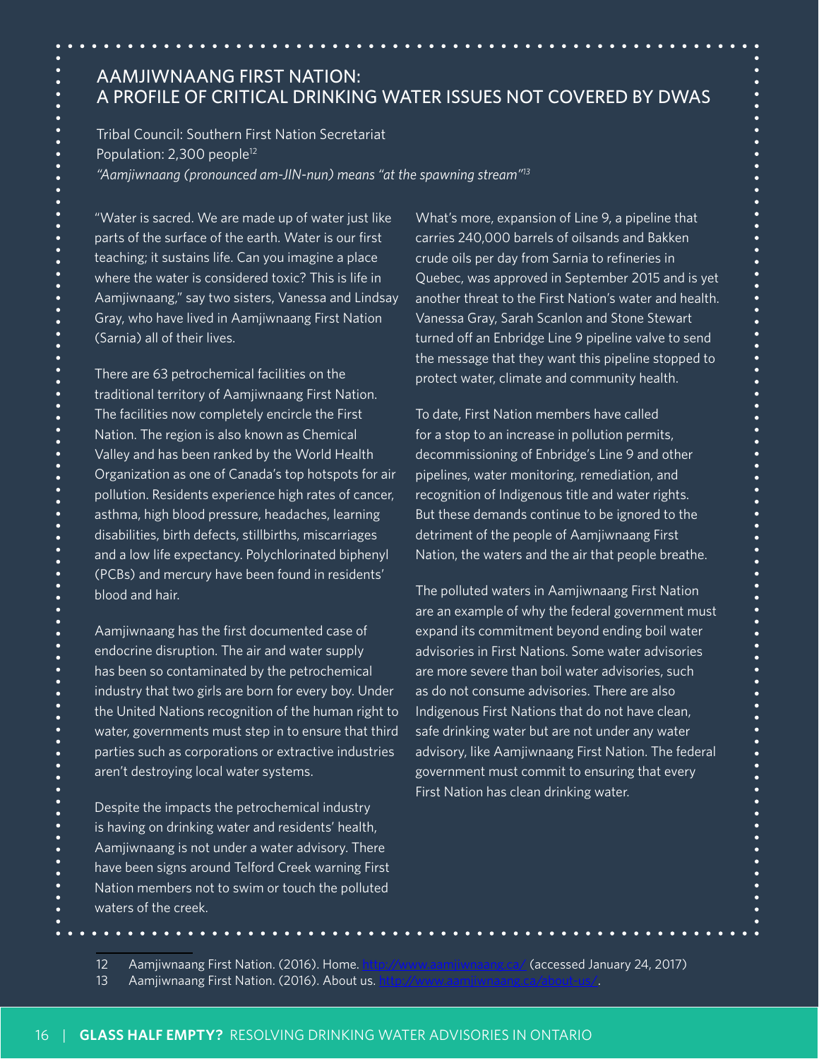## AAMJIWNAANG FIRST NATION: A PROFILE OF CRITICAL DRINKING WATER ISSUES NOT COVERED BY DWAS

Tribal Council: Southern First Nation Secretariat
Population: 2,300 people[12]
*"Aamjiwnaang (pronounced am-JIN-nun) means "at the spawning stream"*[13]

"Water is sacred. We are made up of water just like parts of the surface of the earth. Water is our first teaching; it sustains life. Can you imagine a place where the water is considered toxic? This is life in Aamjiwnaang," say two sisters, Vanessa and Lindsay Gray, who have lived in Aamjiwnaang First Nation (Sarnia) all of their lives.

There are 63 petrochemical facilities on the traditional territory of Aamjiwnaang First Nation. The facilities now completely encircle the First Nation. The region is also known as Chemical Valley and has been ranked by the World Health Organization as one of Canada's top hotspots for air pollution. Residents experience high rates of cancer, asthma, high blood pressure, headaches, learning disabilities, birth defects, stillbirths, miscarriages and a low life expectancy. Polychlorinated biphenyl (PCBs) and mercury have been found in residents' blood and hair.

Aamjiwnaang has the first documented case of endocrine disruption. The air and water supply has been so contaminated by the petrochemical industry that two girls are born for every boy. Under the United Nations recognition of the human right to water, governments must step in to ensure that third parties such as corporations or extractive industries aren't destroying local water systems.

Despite the impacts the petrochemical industry is having on drinking water and residents' health, Aamjiwnaang is not under a water advisory. There have been signs around Telford Creek warning First Nation members not to swim or touch the polluted waters of the creek.

What's more, expansion of Line 9, a pipeline that carries 240,000 barrels of oilsands and Bakken crude oils per day from Sarnia to refineries in Quebec, was approved in September 2015 and is yet another threat to the First Nation's water and health. Vanessa Gray, Sarah Scanlon and Stone Stewart turned off an Enbridge Line 9 pipeline valve to send the message that they want this pipeline stopped to protect water, climate and community health.

To date, First Nation members have called for a stop to an increase in pollution permits, decommissioning of Enbridge's Line 9 and other pipelines, water monitoring, remediation, and recognition of Indigenous title and water rights. But these demands continue to be ignored to the detriment of the people of Aamjiwnaang First Nation, the waters and the air that people breathe.

The polluted waters in Aamjiwnaang First Nation are an example of why the federal government must expand its commitment beyond ending boil water advisories in First Nations. Some water advisories are more severe than boil water advisories, such as do not consume advisories. There are also Indigenous First Nations that do not have clean, safe drinking water but are not under any water advisory, like Aamjiwnaang First Nation. The federal government must commit to ensuring that every First Nation has clean drinking water.

---

12 Aamjiwnaang First Nation. (2016). Home. http://www.aamjiwnaang.ca/ (accessed January 24, 2017)
13 Aamjiwnaang First Nation. (2016). About us. http://www.aamjiwnaang.ca/about-us/.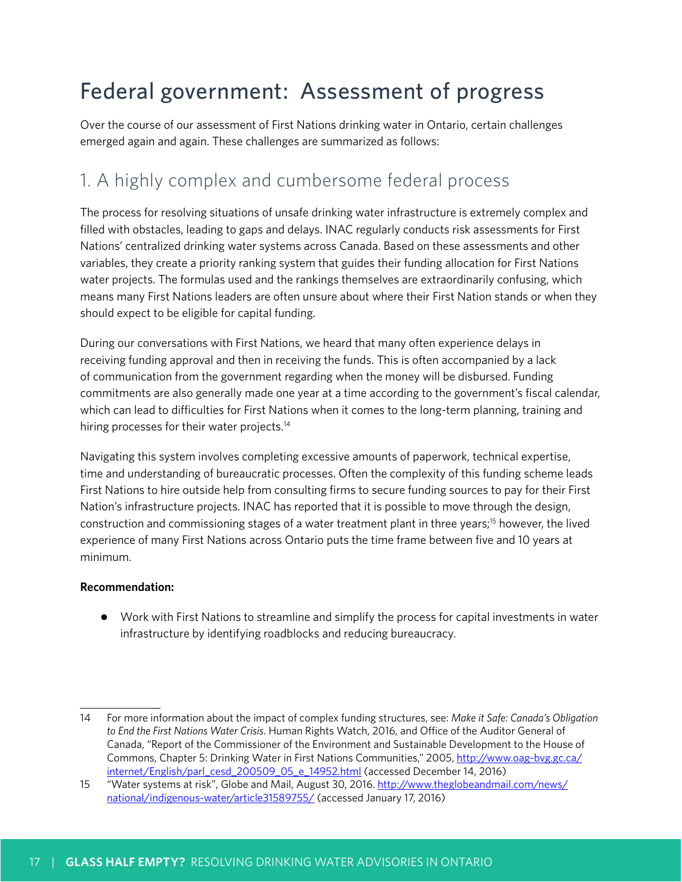# Federal government: Assessment of progress

Over the course of our assessment of First Nations drinking water in Ontario, certain challenges emerged again and again. These challenges are summarized as follows:

## 1. A highly complex and cumbersome federal process

The process for resolving situations of unsafe drinking water infrastructure is extremely complex and filled with obstacles, leading to gaps and delays. INAC regularly conducts risk assessments for First Nations' centralized drinking water systems across Canada. Based on these assessments and other variables, they create a priority ranking system that guides their funding allocation for First Nations water projects. The formulas used and the rankings themselves are extraordinarily confusing, which means many First Nations leaders are often unsure about where their First Nation stands or when they should expect to be eligible for capital funding.

During our conversations with First Nations, we heard that many often experience delays in receiving funding approval and then in receiving the funds. This is often accompanied by a lack of communication from the government regarding when the money will be disbursed. Funding commitments are also generally made one year at a time according to the government's fiscal calendar, which can lead to difficulties for First Nations when it comes to the long-term planning, training and hiring processes for their water projects.[14]

Navigating this system involves completing excessive amounts of paperwork, technical expertise, time and understanding of bureaucratic processes. Often the complexity of this funding scheme leads First Nations to hire outside help from consulting firms to secure funding sources to pay for their First Nation's infrastructure projects. INAC has reported that it is possible to move through the design, construction and commissioning stages of a water treatment plant in three years;[15] however, the lived experience of many First Nations across Ontario puts the time frame between five and 10 years at minimum.

**Recommendation:**

- Work with First Nations to streamline and simplify the process for capital investments in water infrastructure by identifying roadblocks and reducing bureaucracy.

---

14 For more information about the impact of complex funding structures, see: *Make it Safe: Canada's Obligation to End the First Nations Water Crisis*. Human Rights Watch, 2016, and Office of the Auditor General of Canada, "Report of the Commissioner of the Environment and Sustainable Development to the House of Commons, Chapter 5: Drinking Water in First Nations Communities," 2005, http://www.oag-bvg.gc.ca/internet/English/parl_cesd_200509_05_e_14952.html (accessed December 14, 2016)

15 "Water systems at risk", Globe and Mail, August 30, 2016. http://www.theglobeandmail.com/news/national/indigenous-water/article31589755/ (accessed January 17, 2016)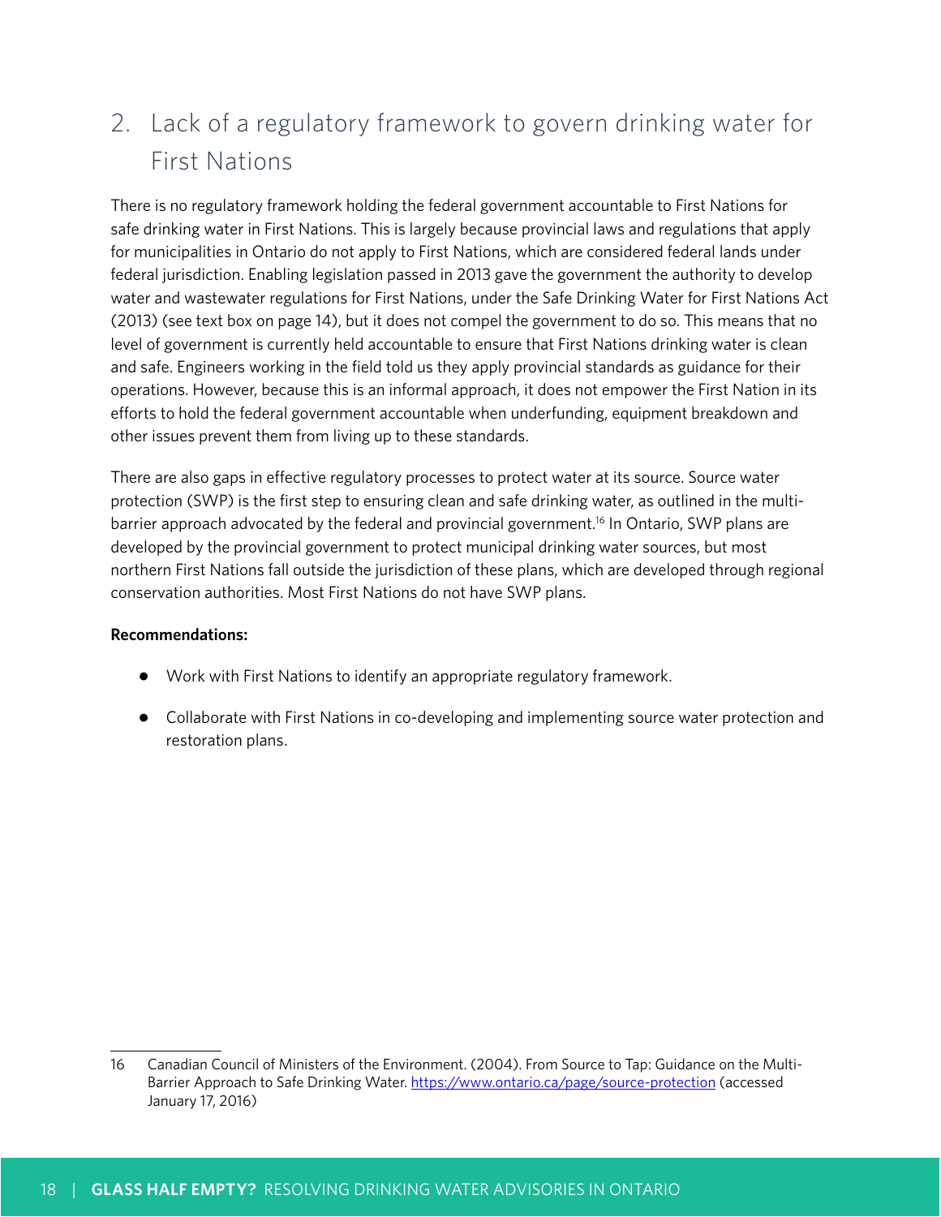## 2. Lack of a regulatory framework to govern drinking water for First Nations

There is no regulatory framework holding the federal government accountable to First Nations for safe drinking water in First Nations. This is largely because provincial laws and regulations that apply for municipalities in Ontario do not apply to First Nations, which are considered federal lands under federal jurisdiction. Enabling legislation passed in 2013 gave the government the authority to develop water and wastewater regulations for First Nations, under the Safe Drinking Water for First Nations Act (2013) (see text box on page 14), but it does not compel the government to do so. This means that no level of government is currently held accountable to ensure that First Nations drinking water is clean and safe. Engineers working in the field told us they apply provincial standards as guidance for their operations. However, because this is an informal approach, it does not empower the First Nation in its efforts to hold the federal government accountable when underfunding, equipment breakdown and other issues prevent them from living up to these standards.

There are also gaps in effective regulatory processes to protect water at its source. Source water protection (SWP) is the first step to ensuring clean and safe drinking water, as outlined in the multi-barrier approach advocated by the federal and provincial government.[16] In Ontario, SWP plans are developed by the provincial government to protect municipal drinking water sources, but most northern First Nations fall outside the jurisdiction of these plans, which are developed through regional conservation authorities. Most First Nations do not have SWP plans.

**Recommendations:**

- Work with First Nations to identify an appropriate regulatory framework.
- Collaborate with First Nations in co-developing and implementing source water protection and restoration plans.

---

16 Canadian Council of Ministers of the Environment. (2004). From Source to Tap: Guidance on the Multi-Barrier Approach to Safe Drinking Water. https://www.ontario.ca/page/source-protection (accessed January 17, 2016)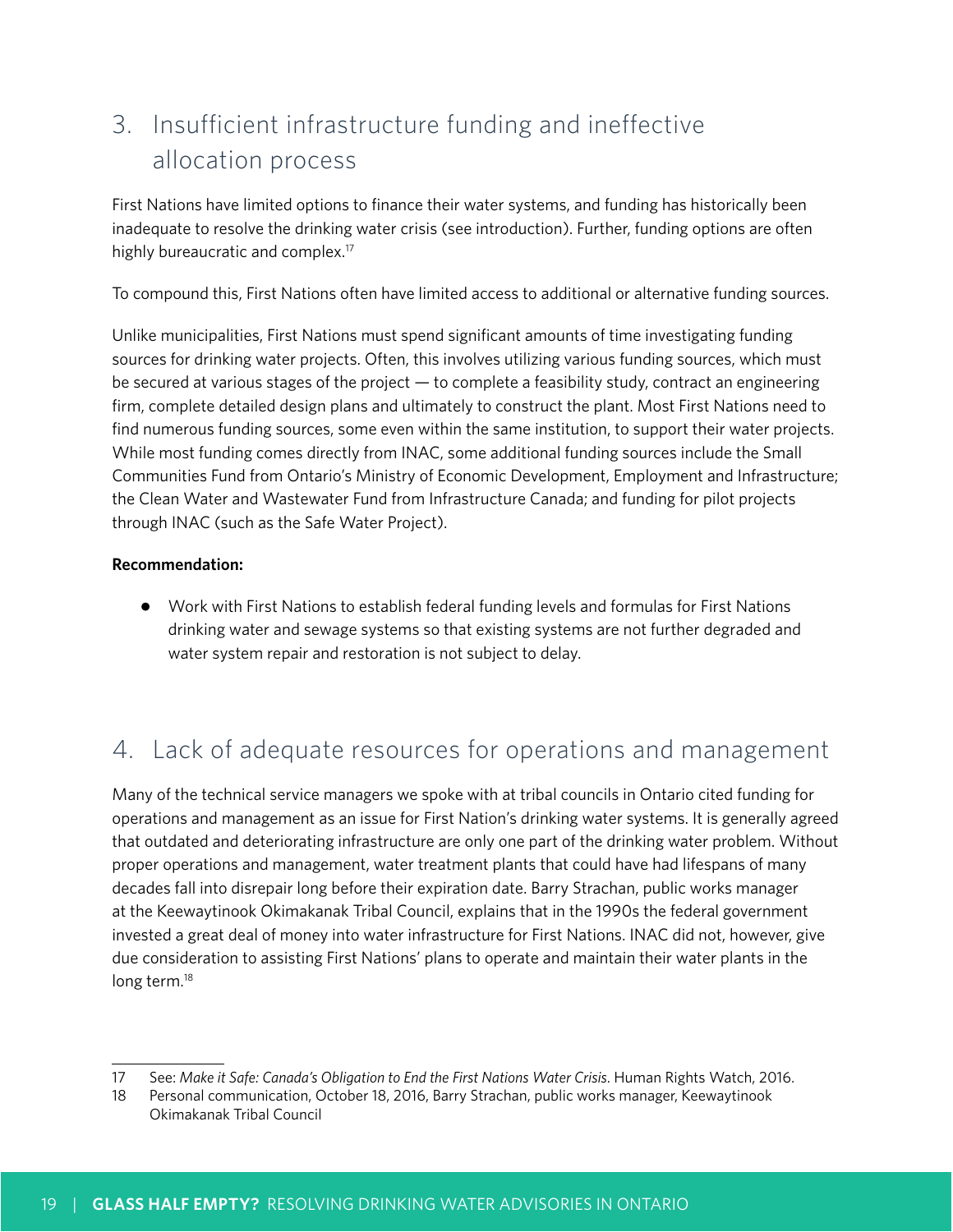## 3. Insufficient infrastructure funding and ineffective allocation process

First Nations have limited options to finance their water systems, and funding has historically been inadequate to resolve the drinking water crisis (see introduction). Further, funding options are often highly bureaucratic and complex.[17]

To compound this, First Nations often have limited access to additional or alternative funding sources.

Unlike municipalities, First Nations must spend significant amounts of time investigating funding sources for drinking water projects. Often, this involves utilizing various funding sources, which must be secured at various stages of the project — to complete a feasibility study, contract an engineering firm, complete detailed design plans and ultimately to construct the plant. Most First Nations need to find numerous funding sources, some even within the same institution, to support their water projects. While most funding comes directly from INAC, some additional funding sources include the Small Communities Fund from Ontario's Ministry of Economic Development, Employment and Infrastructure; the Clean Water and Wastewater Fund from Infrastructure Canada; and funding for pilot projects through INAC (such as the Safe Water Project).

**Recommendation:**

- Work with First Nations to establish federal funding levels and formulas for First Nations drinking water and sewage systems so that existing systems are not further degraded and water system repair and restoration is not subject to delay.

## 4. Lack of adequate resources for operations and management

Many of the technical service managers we spoke with at tribal councils in Ontario cited funding for operations and management as an issue for First Nation's drinking water systems. It is generally agreed that outdated and deteriorating infrastructure are only one part of the drinking water problem. Without proper operations and management, water treatment plants that could have had lifespans of many decades fall into disrepair long before their expiration date. Barry Strachan, public works manager at the Keewaytinook Okimakanak Tribal Council, explains that in the 1990s the federal government invested a great deal of money into water infrastructure for First Nations. INAC did not, however, give due consideration to assisting First Nations' plans to operate and maintain their water plants in the long term.[18]

---

17 See: *Make it Safe: Canada's Obligation to End the First Nations Water Crisis*. Human Rights Watch, 2016.

18 Personal communication, October 18, 2016, Barry Strachan, public works manager, Keewaytinook Okimakanak Tribal Council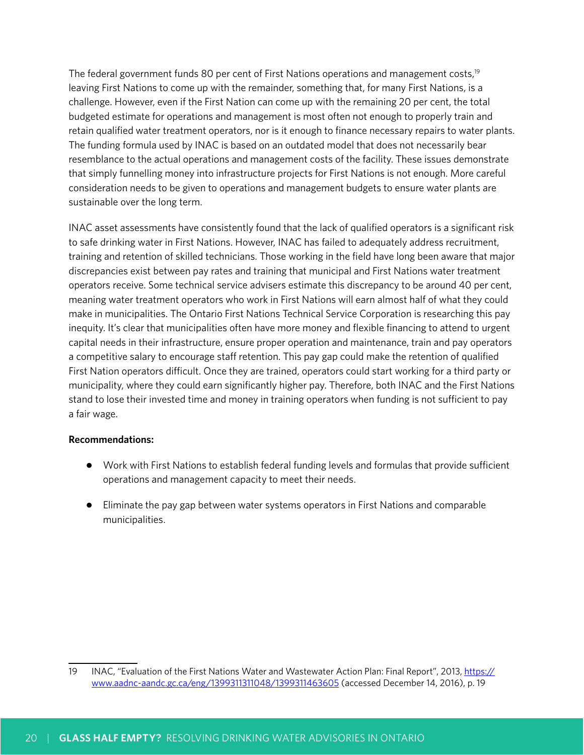The federal government funds 80 per cent of First Nations operations and management costs,[19] leaving First Nations to come up with the remainder, something that, for many First Nations, is a challenge. However, even if the First Nation can come up with the remaining 20 per cent, the total budgeted estimate for operations and management is most often not enough to properly train and retain qualified water treatment operators, nor is it enough to finance necessary repairs to water plants. The funding formula used by INAC is based on an outdated model that does not necessarily bear resemblance to the actual operations and management costs of the facility. These issues demonstrate that simply funnelling money into infrastructure projects for First Nations is not enough. More careful consideration needs to be given to operations and management budgets to ensure water plants are sustainable over the long term.

INAC asset assessments have consistently found that the lack of qualified operators is a significant risk to safe drinking water in First Nations. However, INAC has failed to adequately address recruitment, training and retention of skilled technicians. Those working in the field have long been aware that major discrepancies exist between pay rates and training that municipal and First Nations water treatment operators receive. Some technical service advisers estimate this discrepancy to be around 40 per cent, meaning water treatment operators who work in First Nations will earn almost half of what they could make in municipalities. The Ontario First Nations Technical Service Corporation is researching this pay inequity. It's clear that municipalities often have more money and flexible financing to attend to urgent capital needs in their infrastructure, ensure proper operation and maintenance, train and pay operators a competitive salary to encourage staff retention. This pay gap could make the retention of qualified First Nation operators difficult. Once they are trained, operators could start working for a third party or municipality, where they could earn significantly higher pay. Therefore, both INAC and the First Nations stand to lose their invested time and money in training operators when funding is not sufficient to pay a fair wage.

**Recommendations:**

- Work with First Nations to establish federal funding levels and formulas that provide sufficient operations and management capacity to meet their needs.
- Eliminate the pay gap between water systems operators in First Nations and comparable municipalities.

19 INAC, "Evaluation of the First Nations Water and Wastewater Action Plan: Final Report", 2013, https://www.aadnc-aandc.gc.ca/eng/1399311311048/1399311463605 (accessed December 14, 2016), p. 19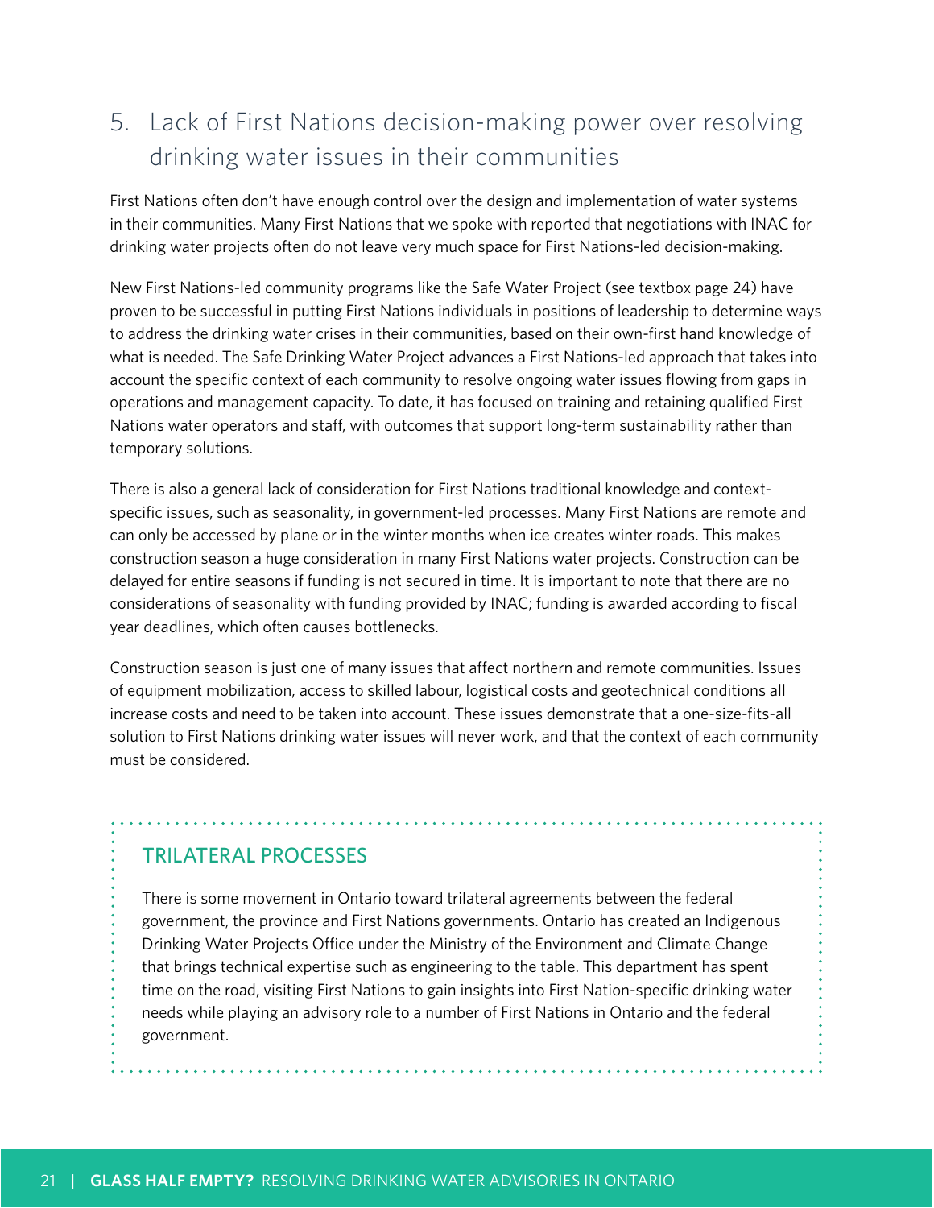## 5. Lack of First Nations decision-making power over resolving drinking water issues in their communities

First Nations often don't have enough control over the design and implementation of water systems in their communities. Many First Nations that we spoke with reported that negotiations with INAC for drinking water projects often do not leave very much space for First Nations-led decision-making.

New First Nations-led community programs like the Safe Water Project (see textbox page 24) have proven to be successful in putting First Nations individuals in positions of leadership to determine ways to address the drinking water crises in their communities, based on their own-first hand knowledge of what is needed. The Safe Drinking Water Project advances a First Nations-led approach that takes into account the specific context of each community to resolve ongoing water issues flowing from gaps in operations and management capacity. To date, it has focused on training and retaining qualified First Nations water operators and staff, with outcomes that support long-term sustainability rather than temporary solutions.

There is also a general lack of consideration for First Nations traditional knowledge and context-specific issues, such as seasonality, in government-led processes. Many First Nations are remote and can only be accessed by plane or in the winter months when ice creates winter roads. This makes construction season a huge consideration in many First Nations water projects. Construction can be delayed for entire seasons if funding is not secured in time. It is important to note that there are no considerations of seasonality with funding provided by INAC; funding is awarded according to fiscal year deadlines, which often causes bottlenecks.

Construction season is just one of many issues that affect northern and remote communities. Issues of equipment mobilization, access to skilled labour, logistical costs and geotechnical conditions all increase costs and need to be taken into account. These issues demonstrate that a one-size-fits-all solution to First Nations drinking water issues will never work, and that the context of each community must be considered.

### TRILATERAL PROCESSES

There is some movement in Ontario toward trilateral agreements between the federal government, the province and First Nations governments. Ontario has created an Indigenous Drinking Water Projects Office under the Ministry of the Environment and Climate Change that brings technical expertise such as engineering to the table. This department has spent time on the road, visiting First Nations to gain insights into First Nation-specific drinking water needs while playing an advisory role to a number of First Nations in Ontario and the federal government.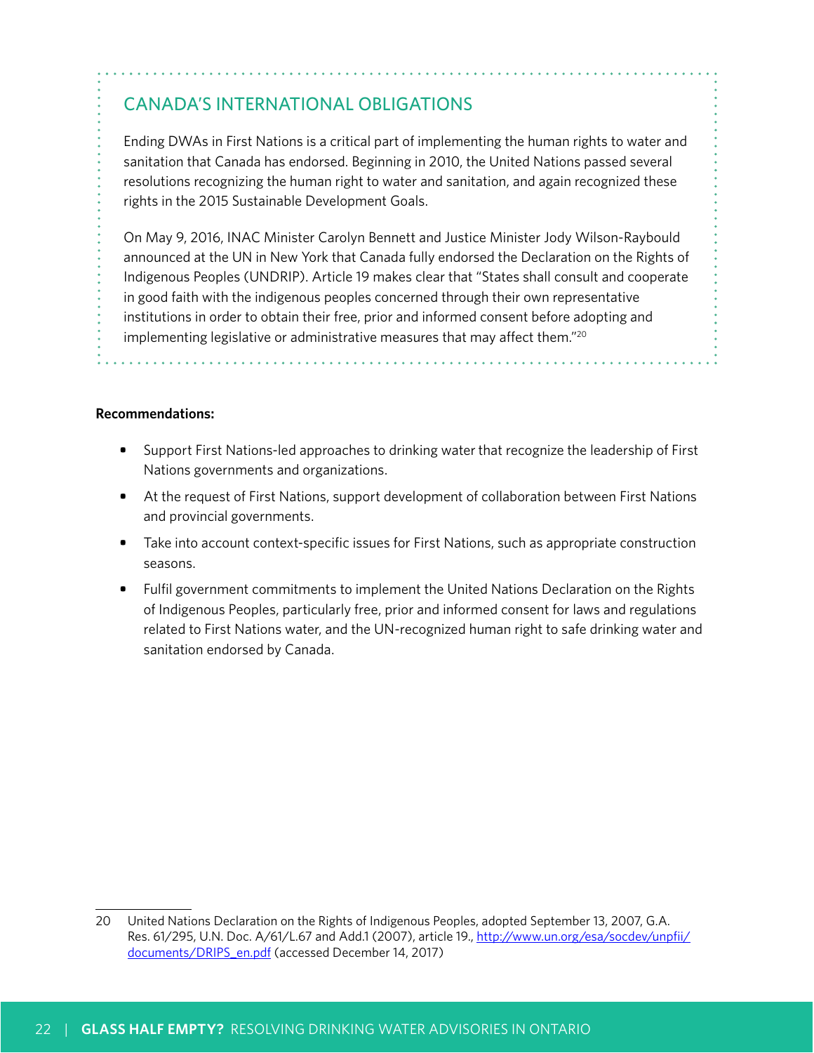## CANADA'S INTERNATIONAL OBLIGATIONS

Ending DWAs in First Nations is a critical part of implementing the human rights to water and sanitation that Canada has endorsed. Beginning in 2010, the United Nations passed several resolutions recognizing the human right to water and sanitation, and again recognized these rights in the 2015 Sustainable Development Goals.

On May 9, 2016, INAC Minister Carolyn Bennett and Justice Minister Jody Wilson-Raybould announced at the UN in New York that Canada fully endorsed the Declaration on the Rights of Indigenous Peoples (UNDRIP). Article 19 makes clear that "States shall consult and cooperate in good faith with the indigenous peoples concerned through their own representative institutions in order to obtain their free, prior and informed consent before adopting and implementing legislative or administrative measures that may affect them."[20]

**Recommendations:**

- Support First Nations-led approaches to drinking water that recognize the leadership of First Nations governments and organizations.
- At the request of First Nations, support development of collaboration between First Nations and provincial governments.
- Take into account context-specific issues for First Nations, such as appropriate construction seasons.
- Fulfil government commitments to implement the United Nations Declaration on the Rights of Indigenous Peoples, particularly free, prior and informed consent for laws and regulations related to First Nations water, and the UN-recognized human right to safe drinking water and sanitation endorsed by Canada.

---

20 United Nations Declaration on the Rights of Indigenous Peoples, adopted September 13, 2007, G.A. Res. 61/295, U.N. Doc. A/61/L.67 and Add.1 (2007), article 19., http://www.un.org/esa/socdev/unpfii/documents/DRIPS_en.pdf (accessed December 14, 2017)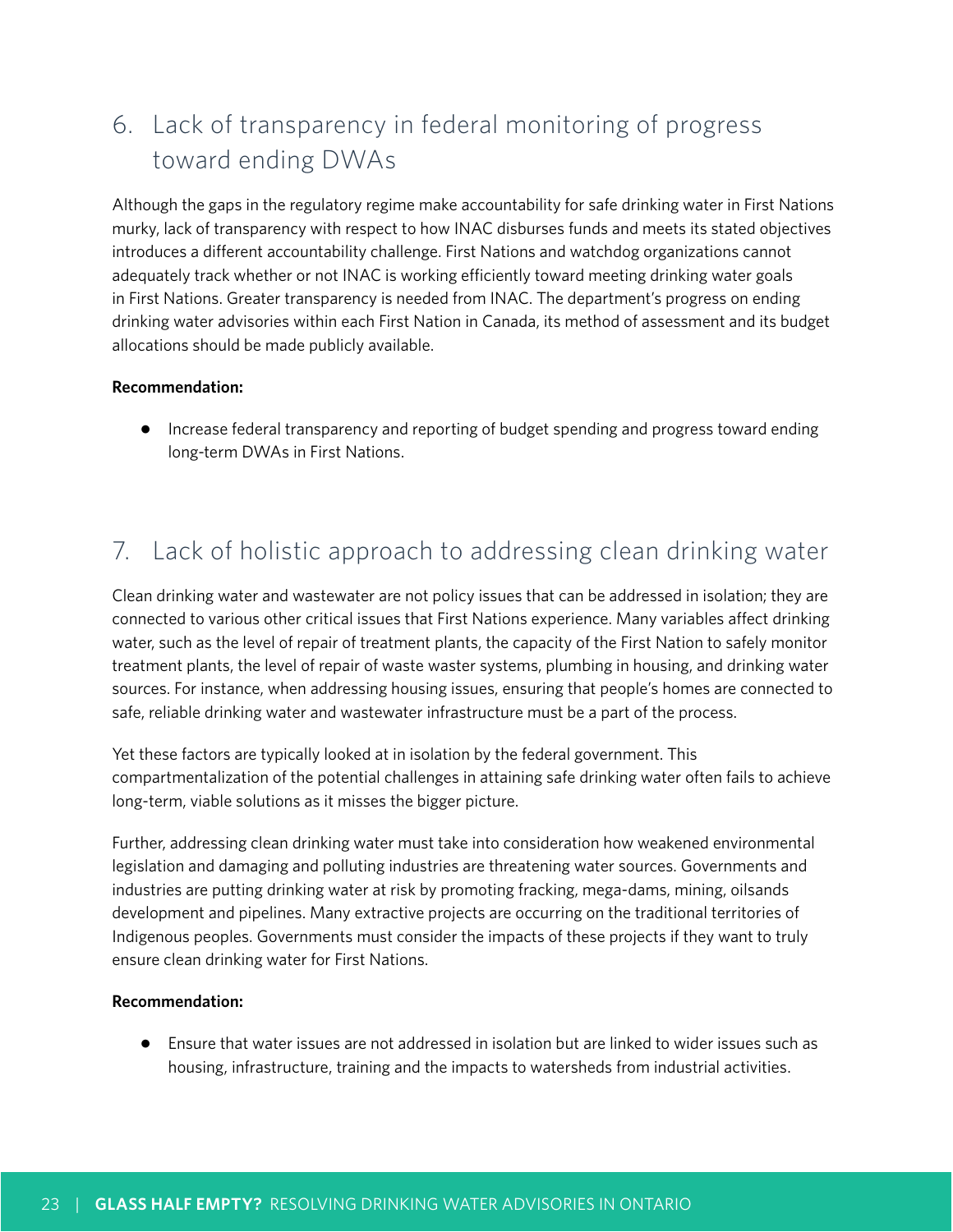## 6. Lack of transparency in federal monitoring of progress toward ending DWAs

Although the gaps in the regulatory regime make accountability for safe drinking water in First Nations murky, lack of transparency with respect to how INAC disburses funds and meets its stated objectives introduces a different accountability challenge. First Nations and watchdog organizations cannot adequately track whether or not INAC is working efficiently toward meeting drinking water goals in First Nations. Greater transparency is needed from INAC. The department's progress on ending drinking water advisories within each First Nation in Canada, its method of assessment and its budget allocations should be made publicly available.

**Recommendation:**

- Increase federal transparency and reporting of budget spending and progress toward ending long-term DWAs in First Nations.

## 7. Lack of holistic approach to addressing clean drinking water

Clean drinking water and wastewater are not policy issues that can be addressed in isolation; they are connected to various other critical issues that First Nations experience. Many variables affect drinking water, such as the level of repair of treatment plants, the capacity of the First Nation to safely monitor treatment plants, the level of repair of waste waster systems, plumbing in housing, and drinking water sources. For instance, when addressing housing issues, ensuring that people's homes are connected to safe, reliable drinking water and wastewater infrastructure must be a part of the process.

Yet these factors are typically looked at in isolation by the federal government. This compartmentalization of the potential challenges in attaining safe drinking water often fails to achieve long-term, viable solutions as it misses the bigger picture.

Further, addressing clean drinking water must take into consideration how weakened environmental legislation and damaging and polluting industries are threatening water sources. Governments and industries are putting drinking water at risk by promoting fracking, mega-dams, mining, oilsands development and pipelines. Many extractive projects are occurring on the traditional territories of Indigenous peoples. Governments must consider the impacts of these projects if they want to truly ensure clean drinking water for First Nations.

**Recommendation:**

- Ensure that water issues are not addressed in isolation but are linked to wider issues such as housing, infrastructure, training and the impacts to watersheds from industrial activities.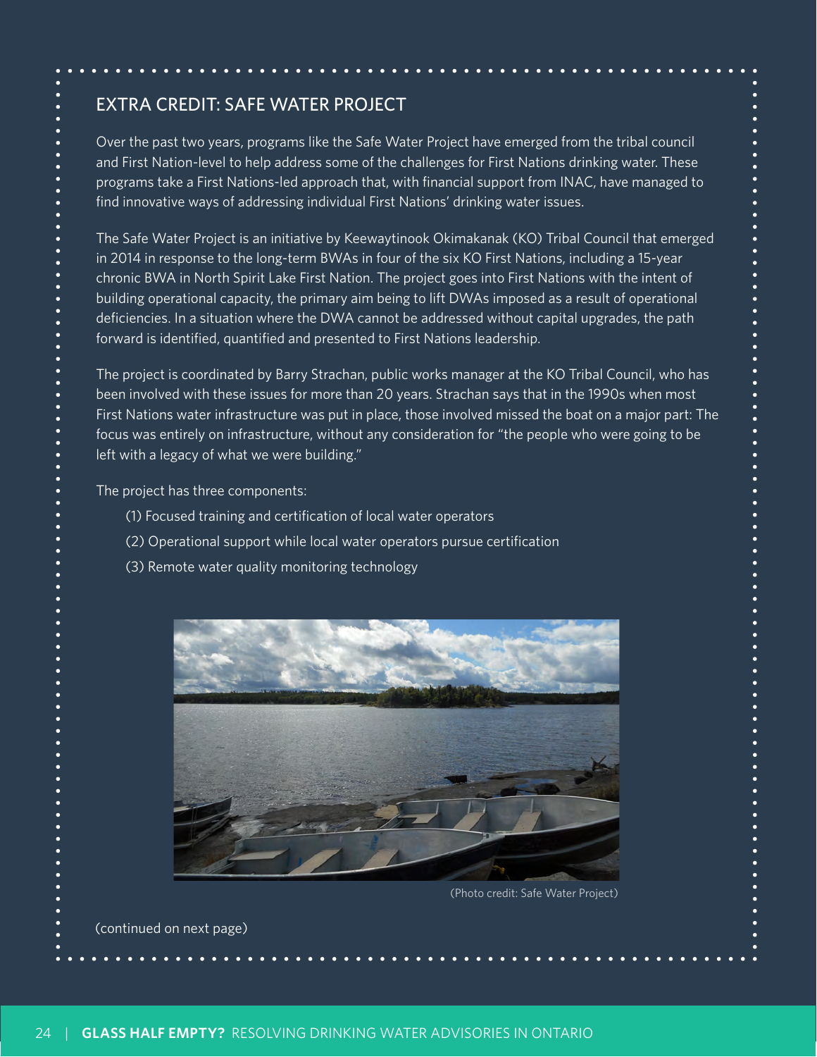## EXTRA CREDIT: SAFE WATER PROJECT

Over the past two years, programs like the Safe Water Project have emerged from the tribal council and First Nation-level to help address some of the challenges for First Nations drinking water. These programs take a First Nations-led approach that, with financial support from INAC, have managed to find innovative ways of addressing individual First Nations' drinking water issues.

The Safe Water Project is an initiative by Keewaytinook Okimakanak (KO) Tribal Council that emerged in 2014 in response to the long-term BWAs in four of the six KO First Nations, including a 15-year chronic BWA in North Spirit Lake First Nation. The project goes into First Nations with the intent of building operational capacity, the primary aim being to lift DWAs imposed as a result of operational deficiencies. In a situation where the DWA cannot be addressed without capital upgrades, the path forward is identified, quantified and presented to First Nations leadership.

The project is coordinated by Barry Strachan, public works manager at the KO Tribal Council, who has been involved with these issues for more than 20 years. Strachan says that in the 1990s when most First Nations water infrastructure was put in place, those involved missed the boat on a major part: The focus was entirely on infrastructure, without any consideration for "the people who were going to be left with a legacy of what we were building."

The project has three components:

(1) Focused training and certification of local water operators

(2) Operational support while local water operators pursue certification

(3) Remote water quality monitoring technology

(Photo credit: Safe Water Project)

(continued on next page)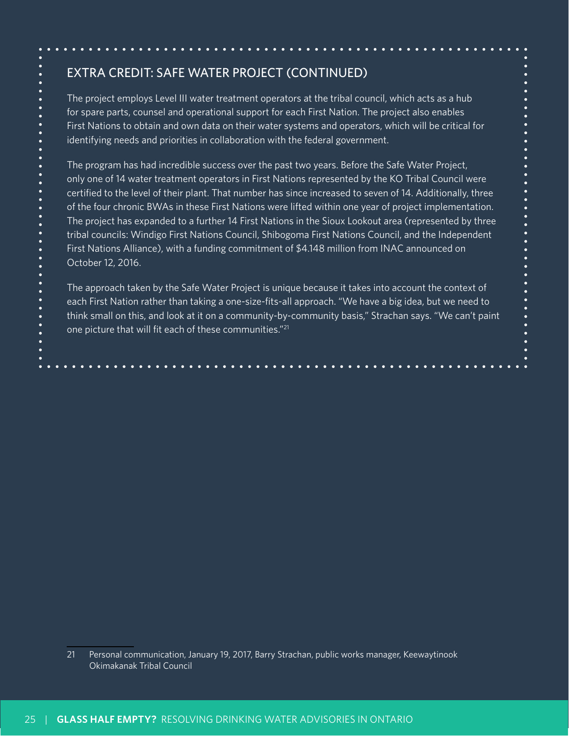## EXTRA CREDIT: SAFE WATER PROJECT (CONTINUED)

The project employs Level III water treatment operators at the tribal council, which acts as a hub for spare parts, counsel and operational support for each First Nation. The project also enables First Nations to obtain and own data on their water systems and operators, which will be critical for identifying needs and priorities in collaboration with the federal government.

The program has had incredible success over the past two years. Before the Safe Water Project, only one of 14 water treatment operators in First Nations represented by the KO Tribal Council were certified to the level of their plant. That number has since increased to seven of 14. Additionally, three of the four chronic BWAs in these First Nations were lifted within one year of project implementation. The project has expanded to a further 14 First Nations in the Sioux Lookout area (represented by three tribal councils: Windigo First Nations Council, Shibogoma First Nations Council, and the Independent First Nations Alliance), with a funding commitment of $4.148 million from INAC announced on October 12, 2016.

The approach taken by the Safe Water Project is unique because it takes into account the context of each First Nation rather than taking a one-size-fits-all approach. "We have a big idea, but we need to think small on this, and look at it on a community-by-community basis," Strachan says. "We can't paint one picture that will fit each of these communities."[21]

---

21 Personal communication, January 19, 2017, Barry Strachan, public works manager, Keewaytinook Okimakanak Tribal Council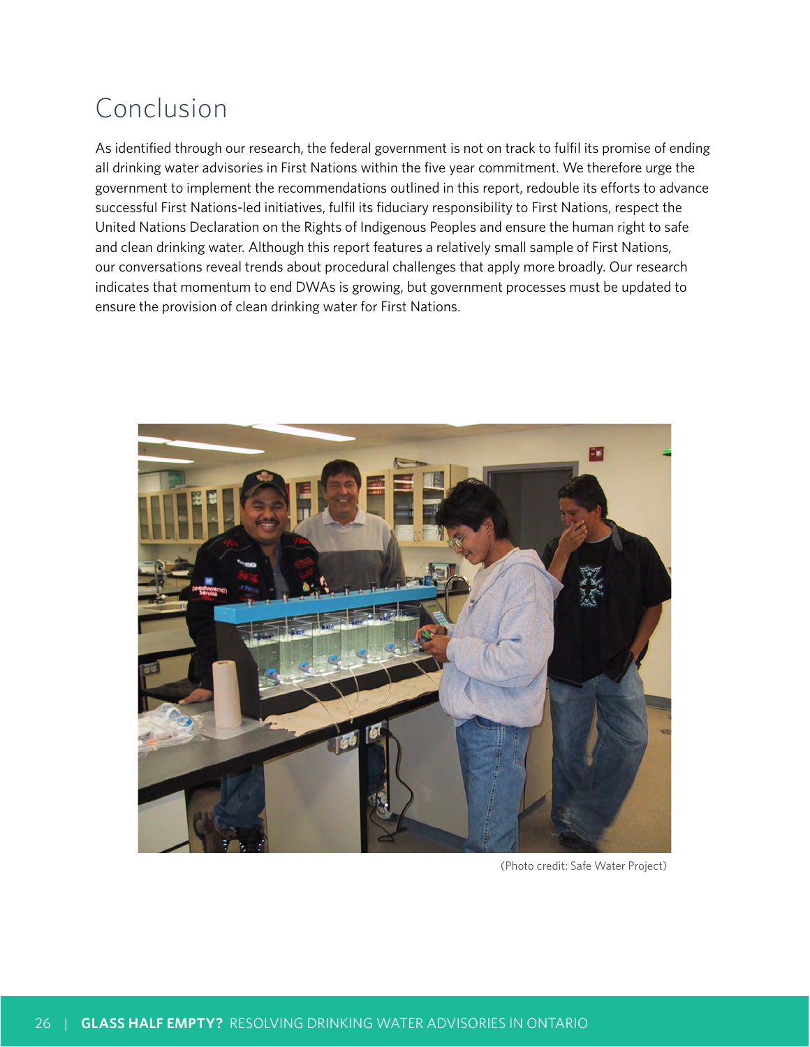# Conclusion

As identified through our research, the federal government is not on track to fulfil its promise of ending all drinking water advisories in First Nations within the five year commitment. We therefore urge the government to implement the recommendations outlined in this report, redouble its efforts to advance successful First Nations-led initiatives, fulfil its fiduciary responsibility to First Nations, respect the United Nations Declaration on the Rights of Indigenous Peoples and ensure the human right to safe and clean drinking water. Although this report features a relatively small sample of First Nations, our conversations reveal trends about procedural challenges that apply more broadly. Our research indicates that momentum to end DWAs is growing, but government processes must be updated to ensure the provision of clean drinking water for First Nations.

(Photo credit: Safe Water Project)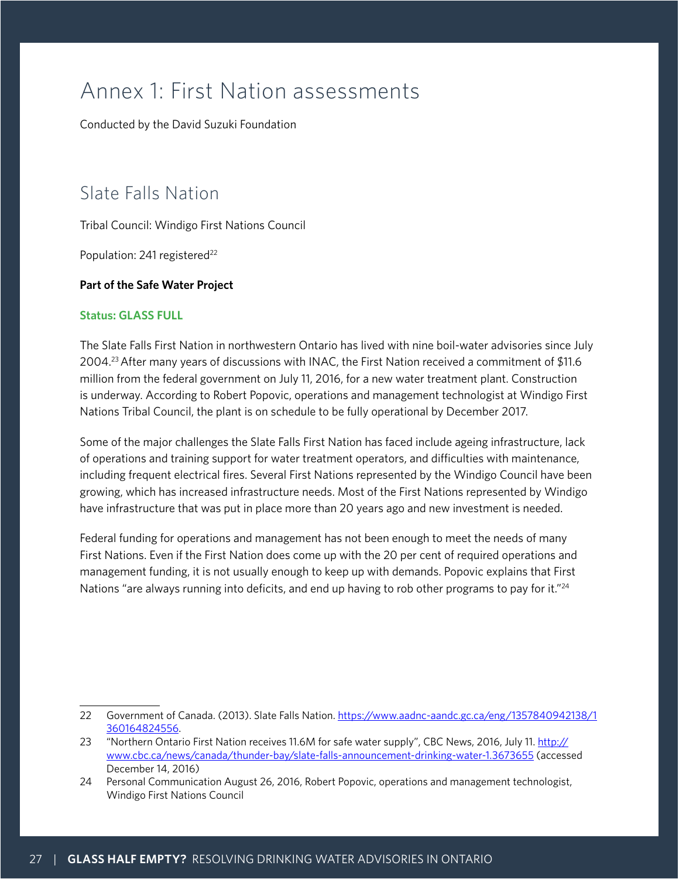# Annex 1: First Nation assessments

Conducted by the David Suzuki Foundation

## Slate Falls Nation

Tribal Council: Windigo First Nations Council

Population: 241 registered[22]

**Part of the Safe Water Project**

**Status: GLASS FULL**

The Slate Falls First Nation in northwestern Ontario has lived with nine boil-water advisories since July 2004.[23] After many years of discussions with INAC, the First Nation received a commitment of $11.6 million from the federal government on July 11, 2016, for a new water treatment plant. Construction is underway. According to Robert Popovic, operations and management technologist at Windigo First Nations Tribal Council, the plant is on schedule to be fully operational by December 2017.

Some of the major challenges the Slate Falls First Nation has faced include ageing infrastructure, lack of operations and training support for water treatment operators, and difficulties with maintenance, including frequent electrical fires. Several First Nations represented by the Windigo Council have been growing, which has increased infrastructure needs. Most of the First Nations represented by Windigo have infrastructure that was put in place more than 20 years ago and new investment is needed.

Federal funding for operations and management has not been enough to meet the needs of many First Nations. Even if the First Nation does come up with the 20 per cent of required operations and management funding, it is not usually enough to keep up with demands. Popovic explains that First Nations "are always running into deficits, and end up having to rob other programs to pay for it."[24]

---

22 Government of Canada. (2013). Slate Falls Nation. https://www.aadnc-aandc.gc.ca/eng/1357840942138/1360164824556.

23 "Northern Ontario First Nation receives 11.6M for safe water supply", CBC News, 2016, July 11. http://www.cbc.ca/news/canada/thunder-bay/slate-falls-announcement-drinking-water-1.3673655 (accessed December 14, 2016)

24 Personal Communication August 26, 2016, Robert Popovic, operations and management technologist, Windigo First Nations Council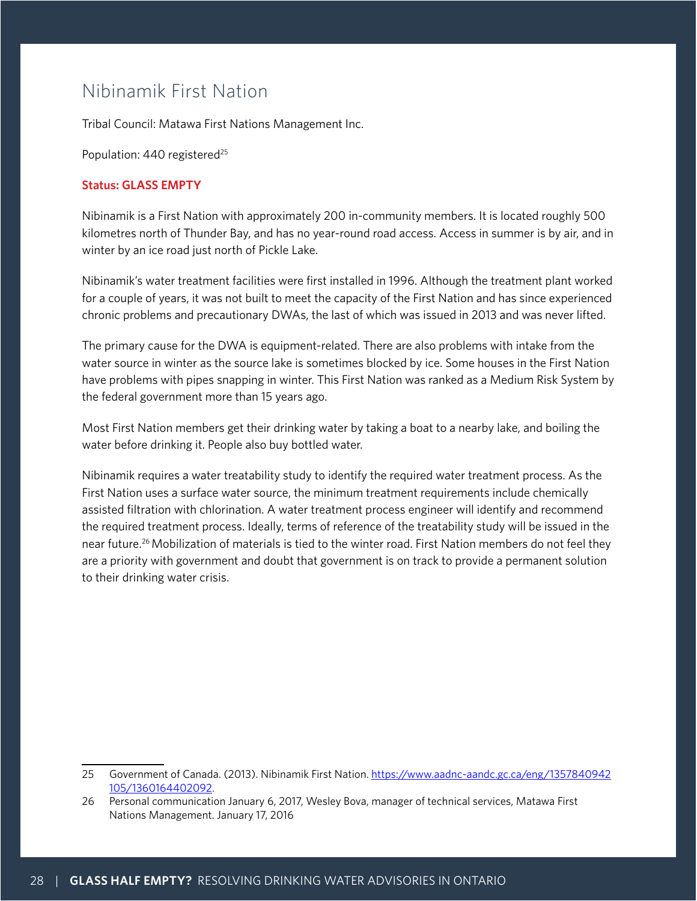## Nibinamik First Nation

Tribal Council: Matawa First Nations Management Inc.

Population: 440 registered[25]

**Status: GLASS EMPTY**

Nibinamik is a First Nation with approximately 200 in-community members. It is located roughly 500 kilometres north of Thunder Bay, and has no year-round road access. Access in summer is by air, and in winter by an ice road just north of Pickle Lake.

Nibinamik's water treatment facilities were first installed in 1996. Although the treatment plant worked for a couple of years, it was not built to meet the capacity of the First Nation and has since experienced chronic problems and precautionary DWAs, the last of which was issued in 2013 and was never lifted.

The primary cause for the DWA is equipment-related. There are also problems with intake from the water source in winter as the source lake is sometimes blocked by ice. Some houses in the First Nation have problems with pipes snapping in winter. This First Nation was ranked as a Medium Risk System by the federal government more than 15 years ago.

Most First Nation members get their drinking water by taking a boat to a nearby lake, and boiling the water before drinking it. People also buy bottled water.

Nibinamik requires a water treatability study to identify the required water treatment process. As the First Nation uses a surface water source, the minimum treatment requirements include chemically assisted filtration with chlorination. A water treatment process engineer will identify and recommend the required treatment process. Ideally, terms of reference of the treatability study will be issued in the near future.[26] Mobilization of materials is tied to the winter road. First Nation members do not feel they are a priority with government and doubt that government is on track to provide a permanent solution to their drinking water crisis.

---

25 Government of Canada. (2013). Nibinamik First Nation. https://www.aadnc-aandc.gc.ca/eng/1357840942105/1360164402092.

26 Personal communication January 6, 2017, Wesley Bova, manager of technical services, Matawa First Nations Management. January 17, 2016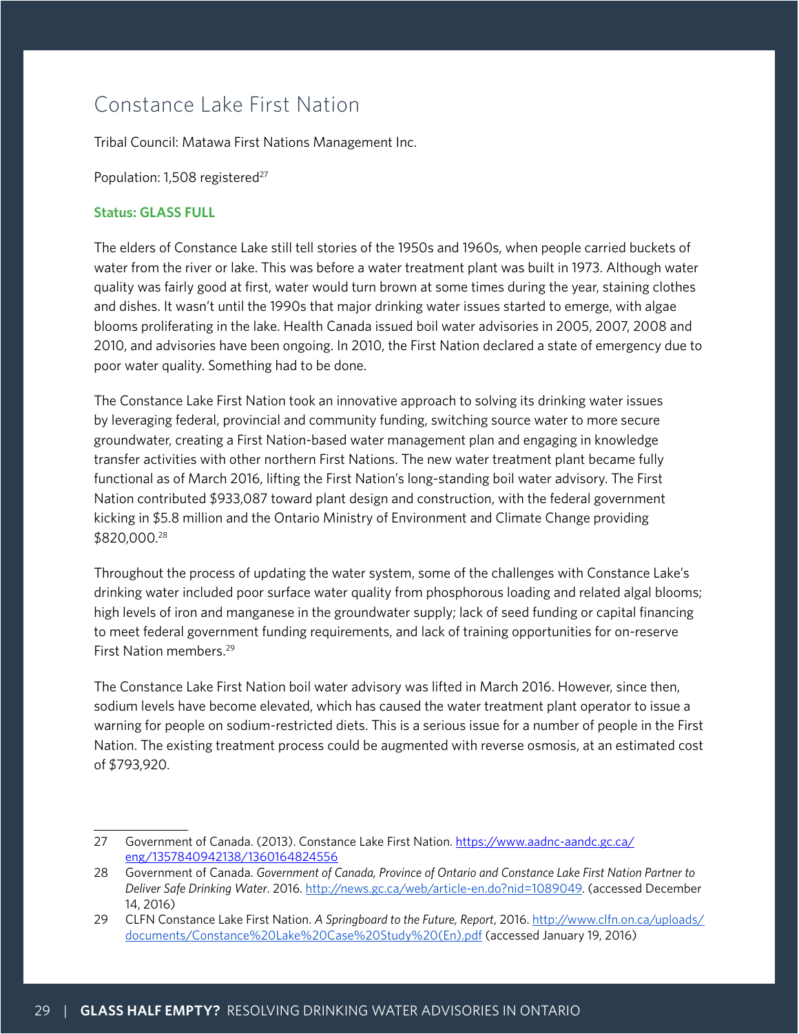## Constance Lake First Nation

Tribal Council: Matawa First Nations Management Inc.

Population: 1,508 registered[27]

**Status: GLASS FULL**

The elders of Constance Lake still tell stories of the 1950s and 1960s, when people carried buckets of water from the river or lake. This was before a water treatment plant was built in 1973. Although water quality was fairly good at first, water would turn brown at some times during the year, staining clothes and dishes. It wasn't until the 1990s that major drinking water issues started to emerge, with algae blooms proliferating in the lake. Health Canada issued boil water advisories in 2005, 2007, 2008 and 2010, and advisories have been ongoing. In 2010, the First Nation declared a state of emergency due to poor water quality. Something had to be done.

The Constance Lake First Nation took an innovative approach to solving its drinking water issues by leveraging federal, provincial and community funding, switching source water to more secure groundwater, creating a First Nation-based water management plan and engaging in knowledge transfer activities with other northern First Nations. The new water treatment plant became fully functional as of March 2016, lifting the First Nation's long-standing boil water advisory. The First Nation contributed $933,087 toward plant design and construction, with the federal government kicking in $5.8 million and the Ontario Ministry of Environment and Climate Change providing $820,000.[28]

Throughout the process of updating the water system, some of the challenges with Constance Lake's drinking water included poor surface water quality from phosphorous loading and related algal blooms; high levels of iron and manganese in the groundwater supply; lack of seed funding or capital financing to meet federal government funding requirements, and lack of training opportunities for on-reserve First Nation members.[29]

The Constance Lake First Nation boil water advisory was lifted in March 2016. However, since then, sodium levels have become elevated, which has caused the water treatment plant operator to issue a warning for people on sodium-restricted diets. This is a serious issue for a number of people in the First Nation. The existing treatment process could be augmented with reverse osmosis, at an estimated cost of $793,920.

---

27 Government of Canada. (2013). Constance Lake First Nation. https://www.aadnc-aandc.gc.ca/eng/1357840942138/1360164824556

28 Government of Canada. *Government of Canada, Province of Ontario and Constance Lake First Nation Partner to Deliver Safe Drinking Water*. 2016. http://news.gc.ca/web/article-en.do?nid=1089049. (accessed December 14, 2016)

29 CLFN Constance Lake First Nation. *A Springboard to the Future, Report*, 2016. http://www.clfn.on.ca/uploads/documents/Constance%20Lake%20Case%20Study%20(En).pdf (accessed January 19, 2016)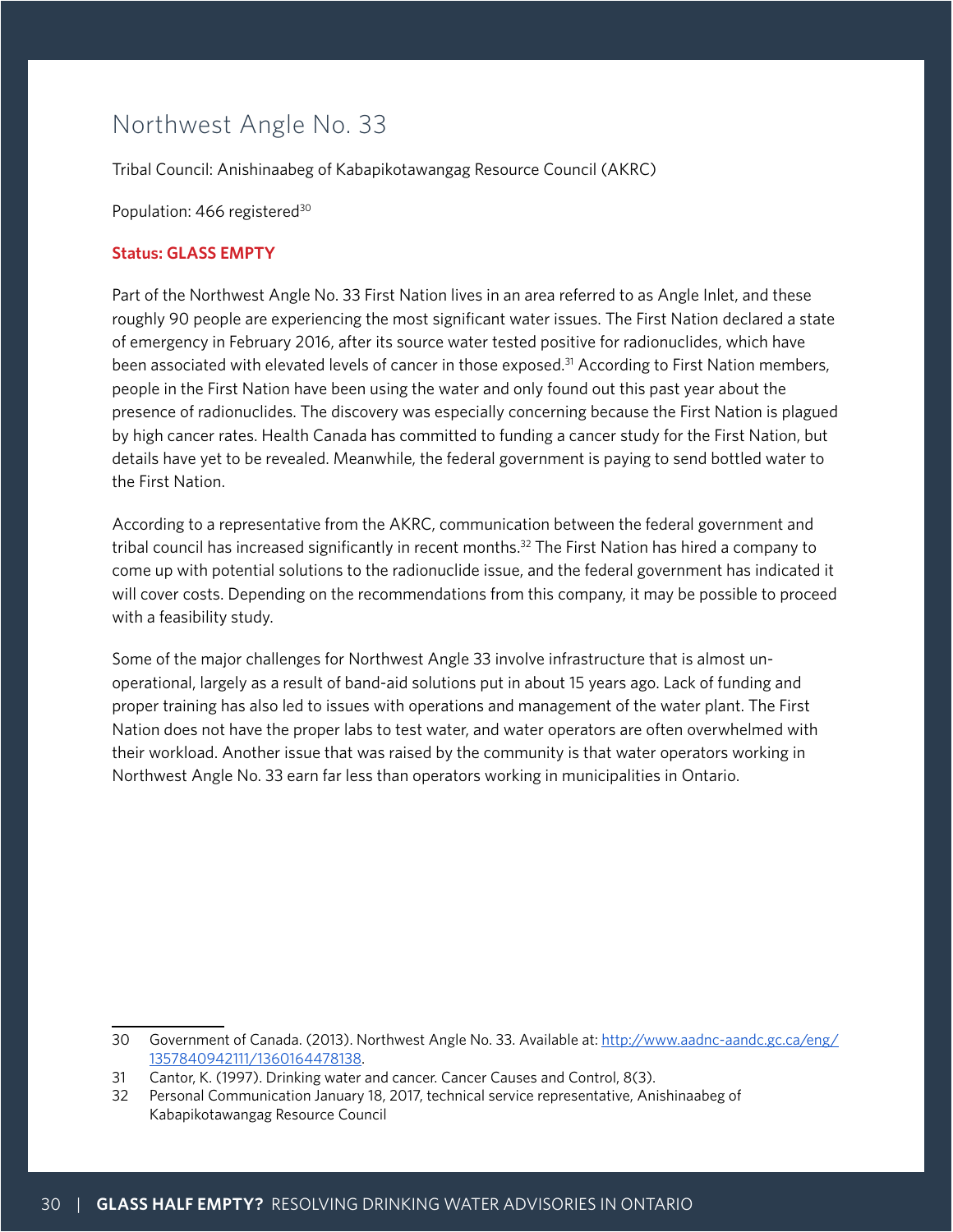## Northwest Angle No. 33

Tribal Council: Anishinaabeg of Kabapikotawangag Resource Council (AKRC)

Population: 466 registered[30]

**Status: GLASS EMPTY**

Part of the Northwest Angle No. 33 First Nation lives in an area referred to as Angle Inlet, and these roughly 90 people are experiencing the most significant water issues. The First Nation declared a state of emergency in February 2016, after its source water tested positive for radionuclides, which have been associated with elevated levels of cancer in those exposed.[31] According to First Nation members, people in the First Nation have been using the water and only found out this past year about the presence of radionuclides. The discovery was especially concerning because the First Nation is plagued by high cancer rates. Health Canada has committed to funding a cancer study for the First Nation, but details have yet to be revealed. Meanwhile, the federal government is paying to send bottled water to the First Nation.

According to a representative from the AKRC, communication between the federal government and tribal council has increased significantly in recent months.[32] The First Nation has hired a company to come up with potential solutions to the radionuclide issue, and the federal government has indicated it will cover costs. Depending on the recommendations from this company, it may be possible to proceed with a feasibility study.

Some of the major challenges for Northwest Angle 33 involve infrastructure that is almost un-operational, largely as a result of band-aid solutions put in about 15 years ago. Lack of funding and proper training has also led to issues with operations and management of the water plant. The First Nation does not have the proper labs to test water, and water operators are often overwhelmed with their workload. Another issue that was raised by the community is that water operators working in Northwest Angle No. 33 earn far less than operators working in municipalities in Ontario.

---

30 Government of Canada. (2013). Northwest Angle No. 33. Available at: http://www.aadnc-aandc.gc.ca/eng/1357840942111/1360164478138.

31 Cantor, K. (1997). Drinking water and cancer. Cancer Causes and Control, 8(3).

32 Personal Communication January 18, 2017, technical service representative, Anishinaabeg of Kabapikotawangag Resource Council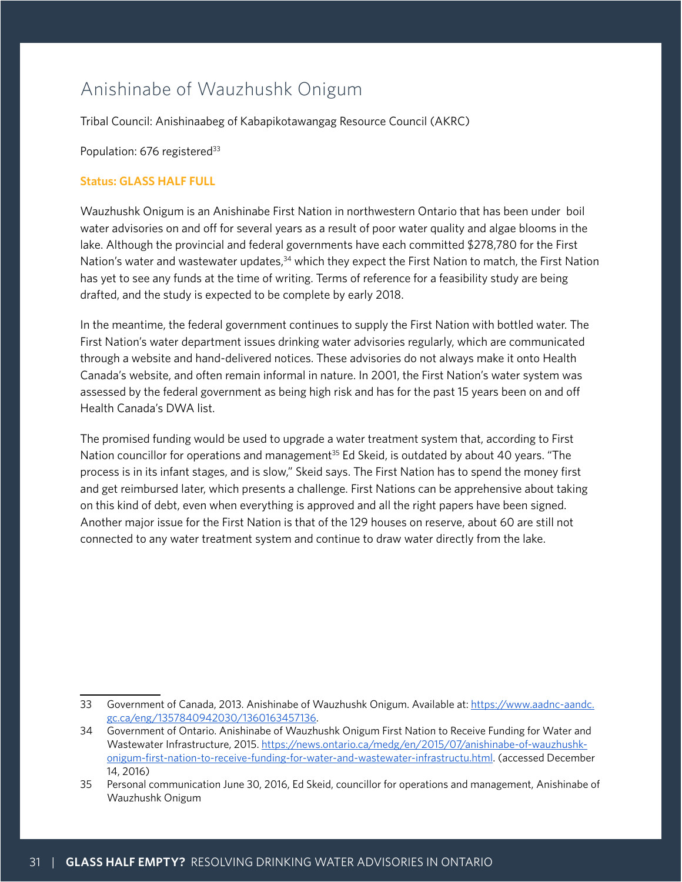## Anishinabe of Wauzhushk Onigum

Tribal Council: Anishinaabeg of Kabapikotawangag Resource Council (AKRC)

Population: 676 registered[33]

**Status: GLASS HALF FULL**

Wauzhushk Onigum is an Anishinabe First Nation in northwestern Ontario that has been under boil water advisories on and off for several years as a result of poor water quality and algae blooms in the lake. Although the provincial and federal governments have each committed $278,780 for the First Nation's water and wastewater updates,[34] which they expect the First Nation to match, the First Nation has yet to see any funds at the time of writing. Terms of reference for a feasibility study are being drafted, and the study is expected to be complete by early 2018.

In the meantime, the federal government continues to supply the First Nation with bottled water. The First Nation's water department issues drinking water advisories regularly, which are communicated through a website and hand-delivered notices. These advisories do not always make it onto Health Canada's website, and often remain informal in nature. In 2001, the First Nation's water system was assessed by the federal government as being high risk and has for the past 15 years been on and off Health Canada's DWA list.

The promised funding would be used to upgrade a water treatment system that, according to First Nation councillor for operations and management[35] Ed Skeid, is outdated by about 40 years. "The process is in its infant stages, and is slow," Skeid says. The First Nation has to spend the money first and get reimbursed later, which presents a challenge. First Nations can be apprehensive about taking on this kind of debt, even when everything is approved and all the right papers have been signed. Another major issue for the First Nation is that of the 129 houses on reserve, about 60 are still not connected to any water treatment system and continue to draw water directly from the lake.

---

33 Government of Canada, 2013. Anishinabe of Wauzhushk Onigum. Available at: https://www.aadnc-aandc.gc.ca/eng/1357840942030/1360163457136.

34 Government of Ontario. Anishinabe of Wauzhushk Onigum First Nation to Receive Funding for Water and Wastewater Infrastructure, 2015. https://news.ontario.ca/medg/en/2015/07/anishinabe-of-wauzhushk-onigum-first-nation-to-receive-funding-for-water-and-wastewater-infrastructu.html. (accessed December 14, 2016)

35 Personal communication June 30, 2016, Ed Skeid, councillor for operations and management, Anishinabe of Wauzhushk Onigum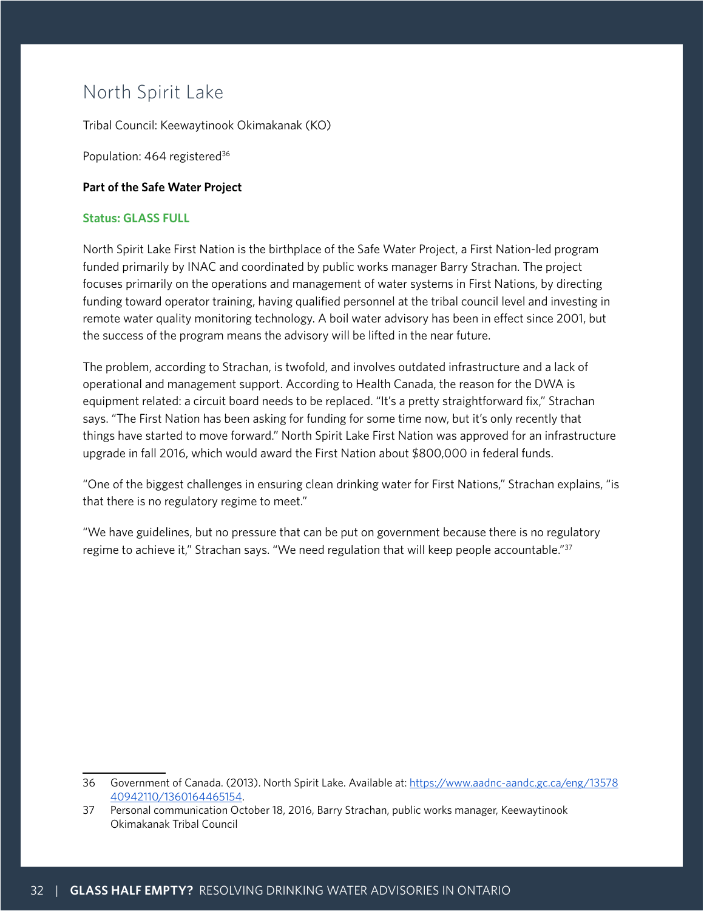## North Spirit Lake

Tribal Council: Keewaytinook Okimakanak (KO)

Population: 464 registered[36]

**Part of the Safe Water Project**

**Status: GLASS FULL**

North Spirit Lake First Nation is the birthplace of the Safe Water Project, a First Nation-led program funded primarily by INAC and coordinated by public works manager Barry Strachan. The project focuses primarily on the operations and management of water systems in First Nations, by directing funding toward operator training, having qualified personnel at the tribal council level and investing in remote water quality monitoring technology. A boil water advisory has been in effect since 2001, but the success of the program means the advisory will be lifted in the near future.

The problem, according to Strachan, is twofold, and involves outdated infrastructure and a lack of operational and management support. According to Health Canada, the reason for the DWA is equipment related: a circuit board needs to be replaced. "It's a pretty straightforward fix," Strachan says. "The First Nation has been asking for funding for some time now, but it's only recently that things have started to move forward." North Spirit Lake First Nation was approved for an infrastructure upgrade in fall 2016, which would award the First Nation about $800,000 in federal funds.

"One of the biggest challenges in ensuring clean drinking water for First Nations," Strachan explains, "is that there is no regulatory regime to meet."

"We have guidelines, but no pressure that can be put on government because there is no regulatory regime to achieve it," Strachan says. "We need regulation that will keep people accountable."[37]

---

36 Government of Canada. (2013). North Spirit Lake. Available at: https://www.aadnc-aandc.gc.ca/eng/1357840942110/1360164465154.

37 Personal communication October 18, 2016, Barry Strachan, public works manager, Keewaytinook Okimakanak Tribal Council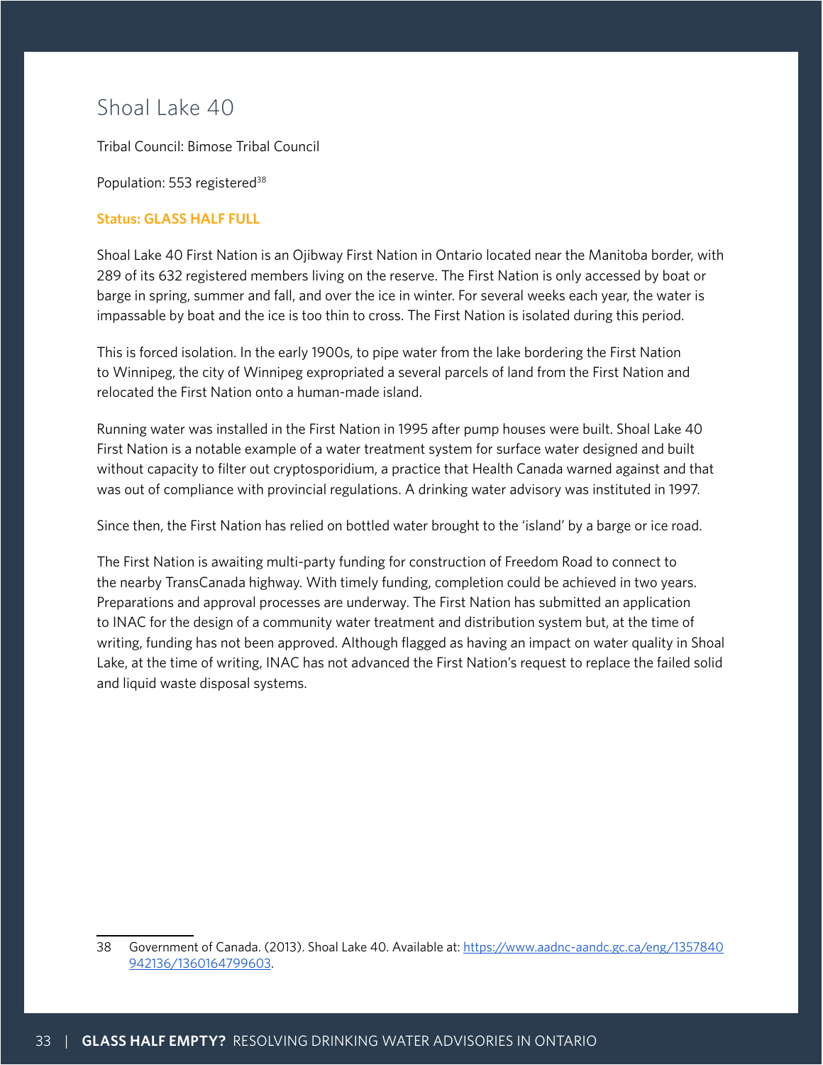## Shoal Lake 40

Tribal Council: Bimose Tribal Council

Population: 553 registered[38]

**Status: GLASS HALF FULL**

Shoal Lake 40 First Nation is an Ojibway First Nation in Ontario located near the Manitoba border, with 289 of its 632 registered members living on the reserve. The First Nation is only accessed by boat or barge in spring, summer and fall, and over the ice in winter. For several weeks each year, the water is impassable by boat and the ice is too thin to cross. The First Nation is isolated during this period.

This is forced isolation. In the early 1900s, to pipe water from the lake bordering the First Nation to Winnipeg, the city of Winnipeg expropriated a several parcels of land from the First Nation and relocated the First Nation onto a human-made island.

Running water was installed in the First Nation in 1995 after pump houses were built. Shoal Lake 40 First Nation is a notable example of a water treatment system for surface water designed and built without capacity to filter out cryptosporidium, a practice that Health Canada warned against and that was out of compliance with provincial regulations. A drinking water advisory was instituted in 1997.

Since then, the First Nation has relied on bottled water brought to the 'island' by a barge or ice road.

The First Nation is awaiting multi-party funding for construction of Freedom Road to connect to the nearby TransCanada highway. With timely funding, completion could be achieved in two years. Preparations and approval processes are underway. The First Nation has submitted an application to INAC for the design of a community water treatment and distribution system but, at the time of writing, funding has not been approved. Although flagged as having an impact on water quality in Shoal Lake, at the time of writing, INAC has not advanced the First Nation's request to replace the failed solid and liquid waste disposal systems.

---

38 Government of Canada. (2013). Shoal Lake 40. Available at: https://www.aadnc-aandc.gc.ca/eng/1357840942136/1360164799603.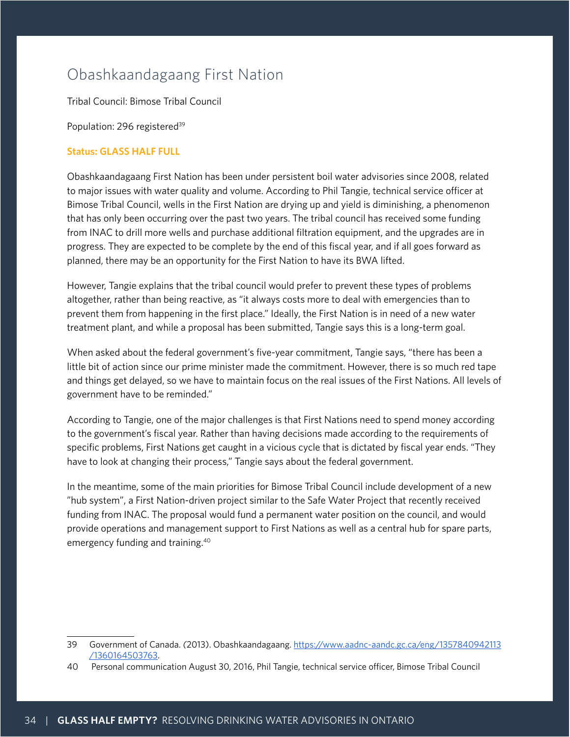## Obashkaandagaang First Nation

Tribal Council: Bimose Tribal Council

Population: 296 registered[39]

**Status: GLASS HALF FULL**

Obashkaandagaang First Nation has been under persistent boil water advisories since 2008, related to major issues with water quality and volume. According to Phil Tangie, technical service officer at Bimose Tribal Council, wells in the First Nation are drying up and yield is diminishing, a phenomenon that has only been occurring over the past two years. The tribal council has received some funding from INAC to drill more wells and purchase additional filtration equipment, and the upgrades are in progress. They are expected to be complete by the end of this fiscal year, and if all goes forward as planned, there may be an opportunity for the First Nation to have its BWA lifted.

However, Tangie explains that the tribal council would prefer to prevent these types of problems altogether, rather than being reactive, as "it always costs more to deal with emergencies than to prevent them from happening in the first place." Ideally, the First Nation is in need of a new water treatment plant, and while a proposal has been submitted, Tangie says this is a long-term goal.

When asked about the federal government's five-year commitment, Tangie says, "there has been a little bit of action since our prime minister made the commitment. However, there is so much red tape and things get delayed, so we have to maintain focus on the real issues of the First Nations. All levels of government have to be reminded."

According to Tangie, one of the major challenges is that First Nations need to spend money according to the government's fiscal year. Rather than having decisions made according to the requirements of specific problems, First Nations get caught in a vicious cycle that is dictated by fiscal year ends. "They have to look at changing their process," Tangie says about the federal government.

In the meantime, some of the main priorities for Bimose Tribal Council include development of a new "hub system", a First Nation-driven project similar to the Safe Water Project that recently received funding from INAC. The proposal would fund a permanent water position on the council, and would provide operations and management support to First Nations as well as a central hub for spare parts, emergency funding and training.[40]

---

39 Government of Canada. (2013). Obashkaandagaang. https://www.aadnc-aandc.gc.ca/eng/1357840942113/1360164503763.

40 Personal communication August 30, 2016, Phil Tangie, technical service officer, Bimose Tribal Council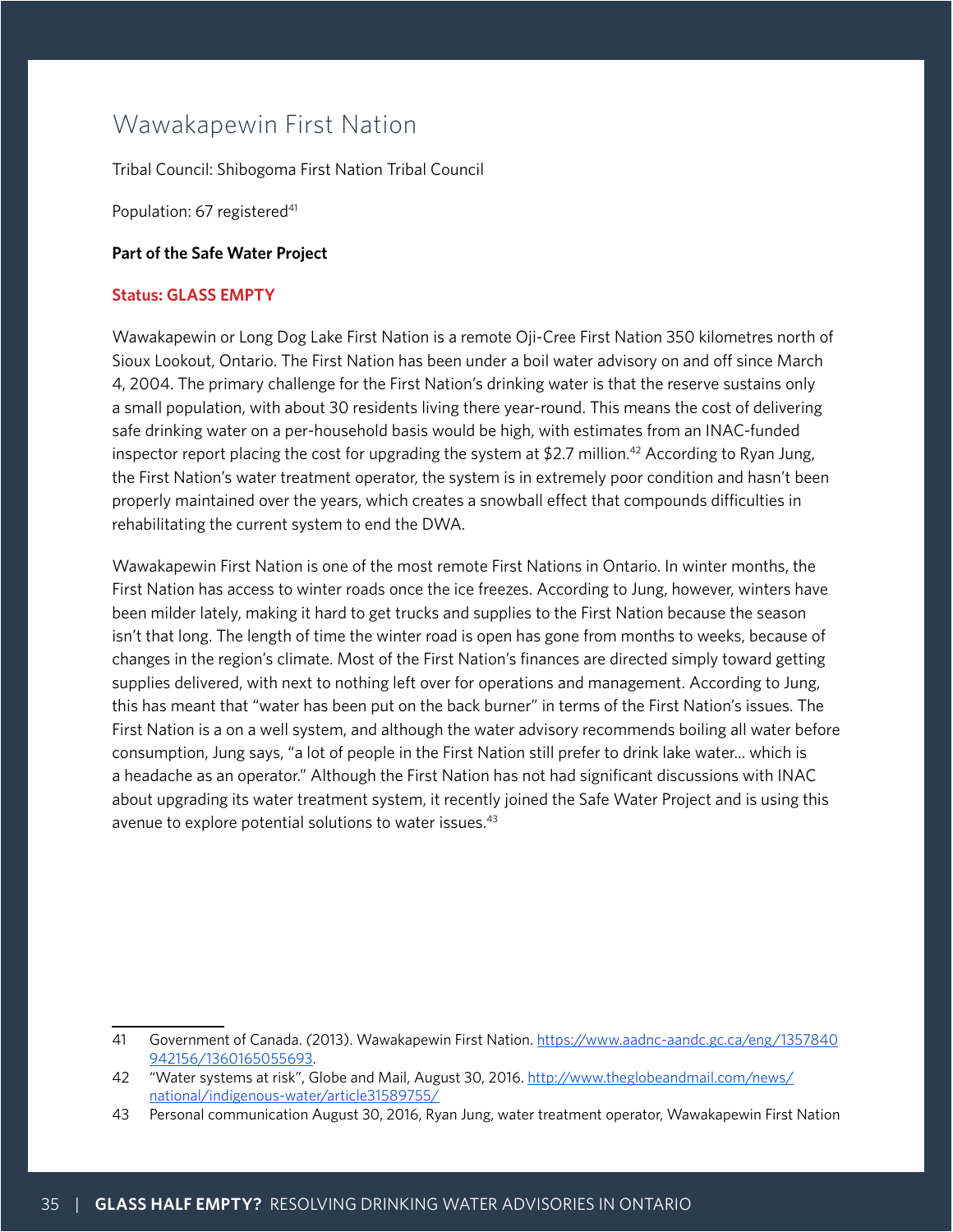## Wawakapewin First Nation

Tribal Council: Shibogoma First Nation Tribal Council

Population: 67 registered[41]

**Part of the Safe Water Project**

**Status: GLASS EMPTY**

Wawakapewin or Long Dog Lake First Nation is a remote Oji-Cree First Nation 350 kilometres north of Sioux Lookout, Ontario. The First Nation has been under a boil water advisory on and off since March 4, 2004. The primary challenge for the First Nation's drinking water is that the reserve sustains only a small population, with about 30 residents living there year-round. This means the cost of delivering safe drinking water on a per-household basis would be high, with estimates from an INAC-funded inspector report placing the cost for upgrading the system at $2.7 million.[42] According to Ryan Jung, the First Nation's water treatment operator, the system is in extremely poor condition and hasn't been properly maintained over the years, which creates a snowball effect that compounds difficulties in rehabilitating the current system to end the DWA.

Wawakapewin First Nation is one of the most remote First Nations in Ontario. In winter months, the First Nation has access to winter roads once the ice freezes. According to Jung, however, winters have been milder lately, making it hard to get trucks and supplies to the First Nation because the season isn't that long. The length of time the winter road is open has gone from months to weeks, because of changes in the region's climate. Most of the First Nation's finances are directed simply toward getting supplies delivered, with next to nothing left over for operations and management. According to Jung, this has meant that "water has been put on the back burner" in terms of the First Nation's issues. The First Nation is a on a well system, and although the water advisory recommends boiling all water before consumption, Jung says, "a lot of people in the First Nation still prefer to drink lake water… which is a headache as an operator." Although the First Nation has not had significant discussions with INAC about upgrading its water treatment system, it recently joined the Safe Water Project and is using this avenue to explore potential solutions to water issues.[43]

---

41 Government of Canada. (2013). Wawakapewin First Nation. https://www.aadnc-aandc.gc.ca/eng/1357840942156/1360165055693.

42 "Water systems at risk", Globe and Mail, August 30, 2016. http://www.theglobeandmail.com/news/national/indigenous-water/article31589755/

43 Personal communication August 30, 2016, Ryan Jung, water treatment operator, Wawakapewin First Nation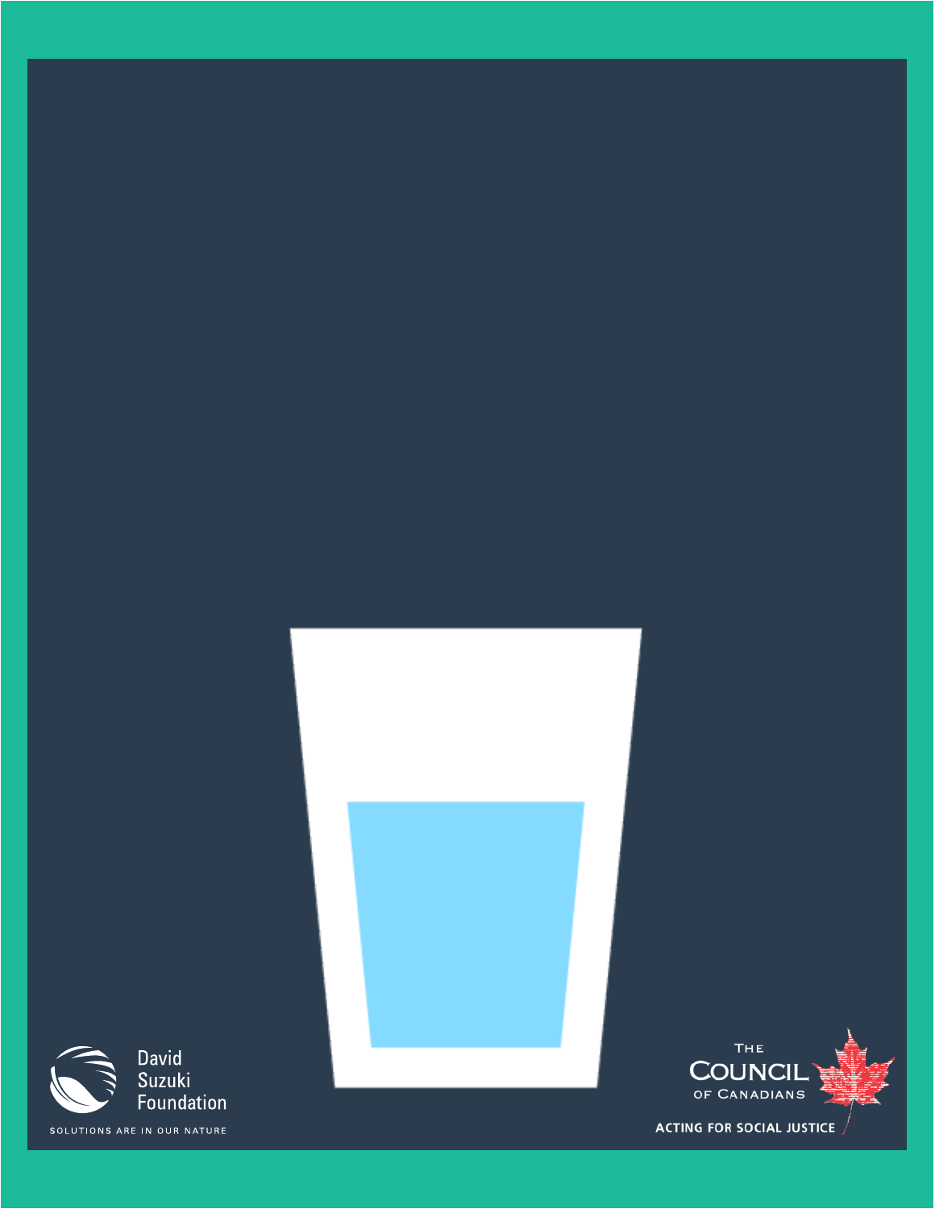David Suzuki Foundation

SOLUTIONS ARE IN OUR NATURE

THE COUNCIL OF CANADIANS

ACTING FOR SOCIAL JUSTICE